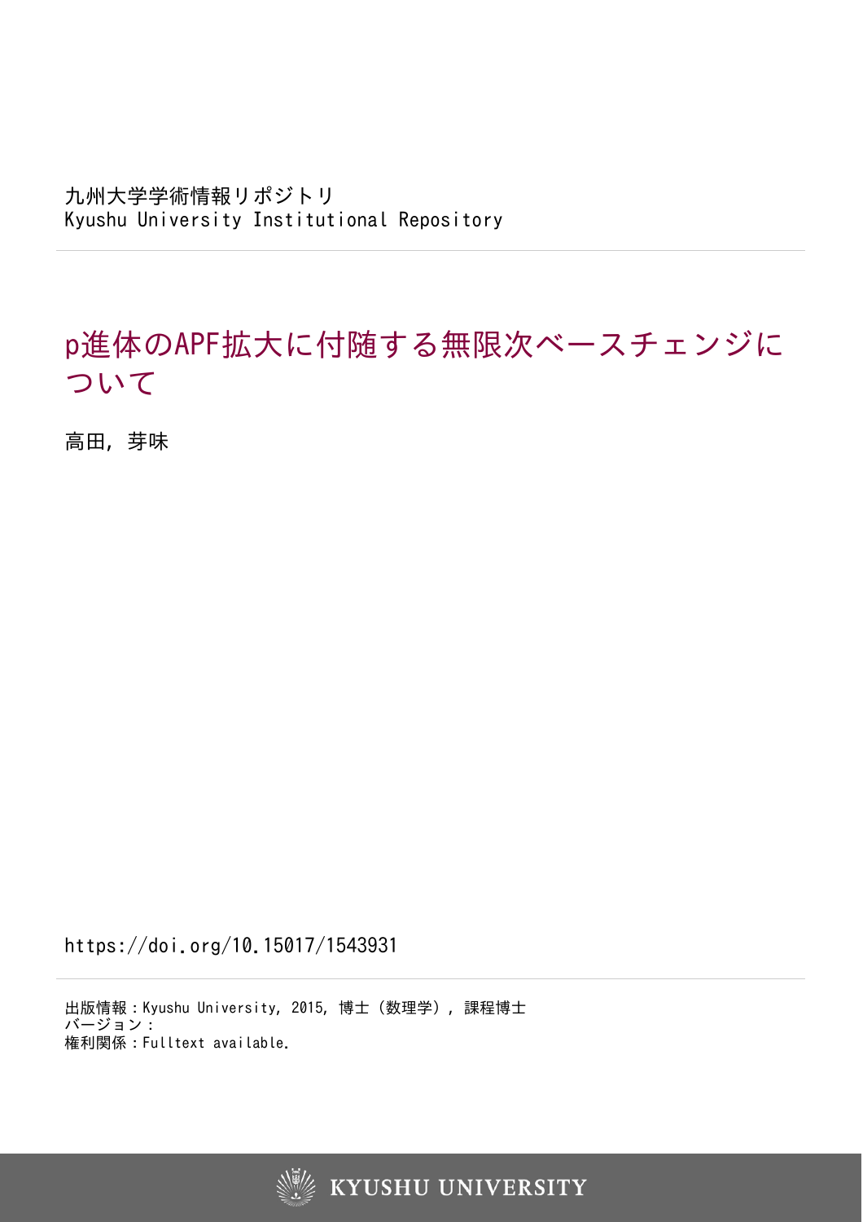九州大学学術情報リポジトリ
Kyushu University Institutional Repository

# p進体のAPF拡大に付随する無限次ベースチェンジについて

高田，芽味

https://doi.org/10.15017/1543931

出版情報：Kyushu University, 2015, 博士（数理学），課程博士
バージョン：
権利関係：Fulltext available.

KYUSHU UNIVERSITY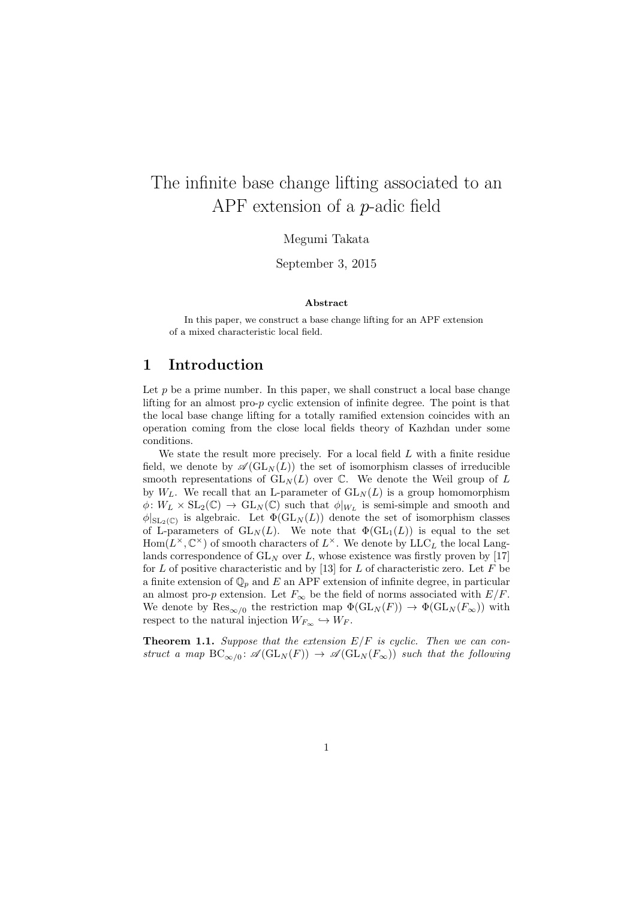# The infinite base change lifting associated to an APF extension of a $p$-adic field

Megumi Takata

September 3, 2015

**Abstract**

In this paper, we construct a base change lifting for an APF extension of a mixed characteristic local field.

## 1 Introduction

Let $p$ be a prime number. In this paper, we shall construct a local base change lifting for an almost pro-$p$ cyclic extension of infinite degree. The point is that the local base change lifting for a totally ramified extension coincides with an operation coming from the close local fields theory of Kazhdan under some conditions.

We state the result more precisely. For a local field $L$ with a finite residue field, we denote by $\mathscr{A}(\mathrm{GL}_N(L))$ the set of isomorphism classes of irreducible smooth representations of $\mathrm{GL}_N(L)$ over $\mathbb{C}$. We denote the Weil group of $L$ by $W_L$. We recall that an L-parameter of $\mathrm{GL}_N(L)$ is a group homomorphism $\phi\colon W_L \times \mathrm{SL}_2(\mathbb{C}) \to \mathrm{GL}_N(\mathbb{C})$ such that $\phi|_{W_L}$ is semi-simple and smooth and $\phi|_{\mathrm{SL}_2(\mathbb{C})}$ is algebraic. Let $\Phi(\mathrm{GL}_N(L))$ denote the set of isomorphism classes of L-parameters of $\mathrm{GL}_N(L)$. We note that $\Phi(\mathrm{GL}_1(L))$ is equal to the set $\mathrm{Hom}(L^\times, \mathbb{C}^\times)$ of smooth characters of $L^\times$. We denote by $\mathrm{LLC}_L$ the local Langlands correspondence of $\mathrm{GL}_N$ over $L$, whose existence was firstly proven by [17] for $L$ of positive characteristic and by [13] for $L$ of characteristic zero. Let $F$ be a finite extension of $\mathbb{Q}_p$ and $E$ an APF extension of infinite degree, in particular an almost pro-$p$ extension. Let $F_\infty$ be the field of norms associated with $E/F$. We denote by $\mathrm{Res}_{\infty/0}$ the restriction map $\Phi(\mathrm{GL}_N(F)) \to \Phi(\mathrm{GL}_N(F_\infty))$ with respect to the natural injection $W_{F_\infty} \hookrightarrow W_F$.

**Theorem 1.1.** *Suppose that the extension $E/F$ is cyclic. Then we can construct a map $\mathrm{BC}_{\infty/0}\colon \mathscr{A}(\mathrm{GL}_N(F)) \to \mathscr{A}(\mathrm{GL}_N(F_\infty))$ such that the following*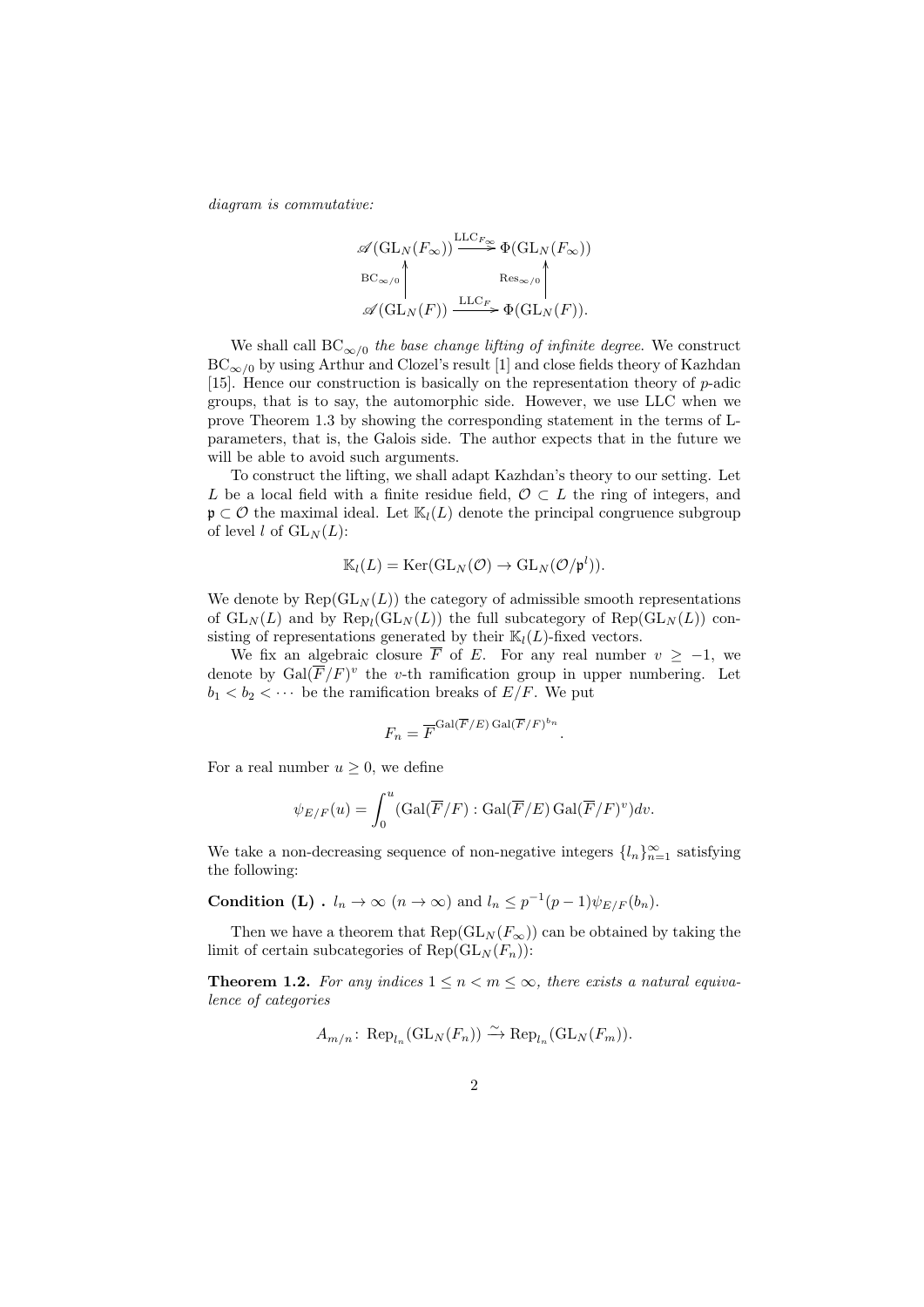*diagram is commutative:*

$$\begin{array}{ccc} \mathscr{A}(\mathrm{GL}_N(F_\infty)) & \xrightarrow{\mathrm{LLC}_{F_\infty}} & \Phi(\mathrm{GL}_N(F_\infty)) \\ \uparrow{\scriptstyle \mathrm{BC}_{\infty/0}} & & \uparrow{\scriptstyle \mathrm{Res}_{\infty/0}} \\ \mathscr{A}(\mathrm{GL}_N(F)) & \xrightarrow{\mathrm{LLC}_F} & \Phi(\mathrm{GL}_N(F)). \end{array}$$

We shall call $\mathrm{BC}_{\infty/0}$ *the base change lifting of infinite degree*. We construct $\mathrm{BC}_{\infty/0}$ by using Arthur and Clozel's result [1] and close fields theory of Kazhdan [15]. Hence our construction is basically on the representation theory of $p$-adic groups, that is to say, the automorphic side. However, we use LLC when we prove Theorem 1.3 by showing the corresponding statement in the terms of L-parameters, that is, the Galois side. The author expects that in the future we will be able to avoid such arguments.

To construct the lifting, we shall adapt Kazhdan's theory to our setting. Let $L$ be a local field with a finite residue field, $\mathcal{O} \subset L$ the ring of integers, and $\mathfrak{p} \subset \mathcal{O}$ the maximal ideal. Let $\mathbb{K}_l(L)$ denote the principal congruence subgroup of level $l$ of $\mathrm{GL}_N(L)$:

$$\mathbb{K}_l(L) = \mathrm{Ker}(\mathrm{GL}_N(\mathcal{O}) \to \mathrm{GL}_N(\mathcal{O}/\mathfrak{p}^l)).$$

We denote by $\mathrm{Rep}(\mathrm{GL}_N(L))$ the category of admissible smooth representations of $\mathrm{GL}_N(L)$ and by $\mathrm{Rep}_l(\mathrm{GL}_N(L))$ the full subcategory of $\mathrm{Rep}(\mathrm{GL}_N(L))$ consisting of representations generated by their $\mathbb{K}_l(L)$-fixed vectors.

We fix an algebraic closure $\overline{F}$ of $E$. For any real number $v \geq -1$, we denote by $\mathrm{Gal}(\overline{F}/F)^v$ the $v$-th ramification group in upper numbering. Let $b_1 < b_2 < \cdots$ be the ramification breaks of $E/F$. We put

$$F_n = \overline{F}^{\mathrm{Gal}(\overline{F}/E)\,\mathrm{Gal}(\overline{F}/F)^{b_n}}.$$

For a real number $u \geq 0$, we define

$$\psi_{E/F}(u) = \int_0^u (\mathrm{Gal}(\overline{F}/F) : \mathrm{Gal}(\overline{F}/E)\,\mathrm{Gal}(\overline{F}/F)^v) dv.$$

We take a non-decreasing sequence of non-negative integers $\{l_n\}_{n=1}^\infty$ satisfying the following:

**Condition (L) .** $l_n \to \infty$ $(n \to \infty)$ and $l_n \leq p^{-1}(p-1)\psi_{E/F}(b_n)$.

Then we have a theorem that $\mathrm{Rep}(\mathrm{GL}_N(F_\infty))$ can be obtained by taking the limit of certain subcategories of $\mathrm{Rep}(\mathrm{GL}_N(F_n))$:

**Theorem 1.2.** *For any indices $1 \leq n < m \leq \infty$, there exists a natural equivalence of categories*

$$A_{m/n} \colon \mathrm{Rep}_{l_n}(\mathrm{GL}_N(F_n)) \xrightarrow{\sim} \mathrm{Rep}_{l_n}(\mathrm{GL}_N(F_m)).$$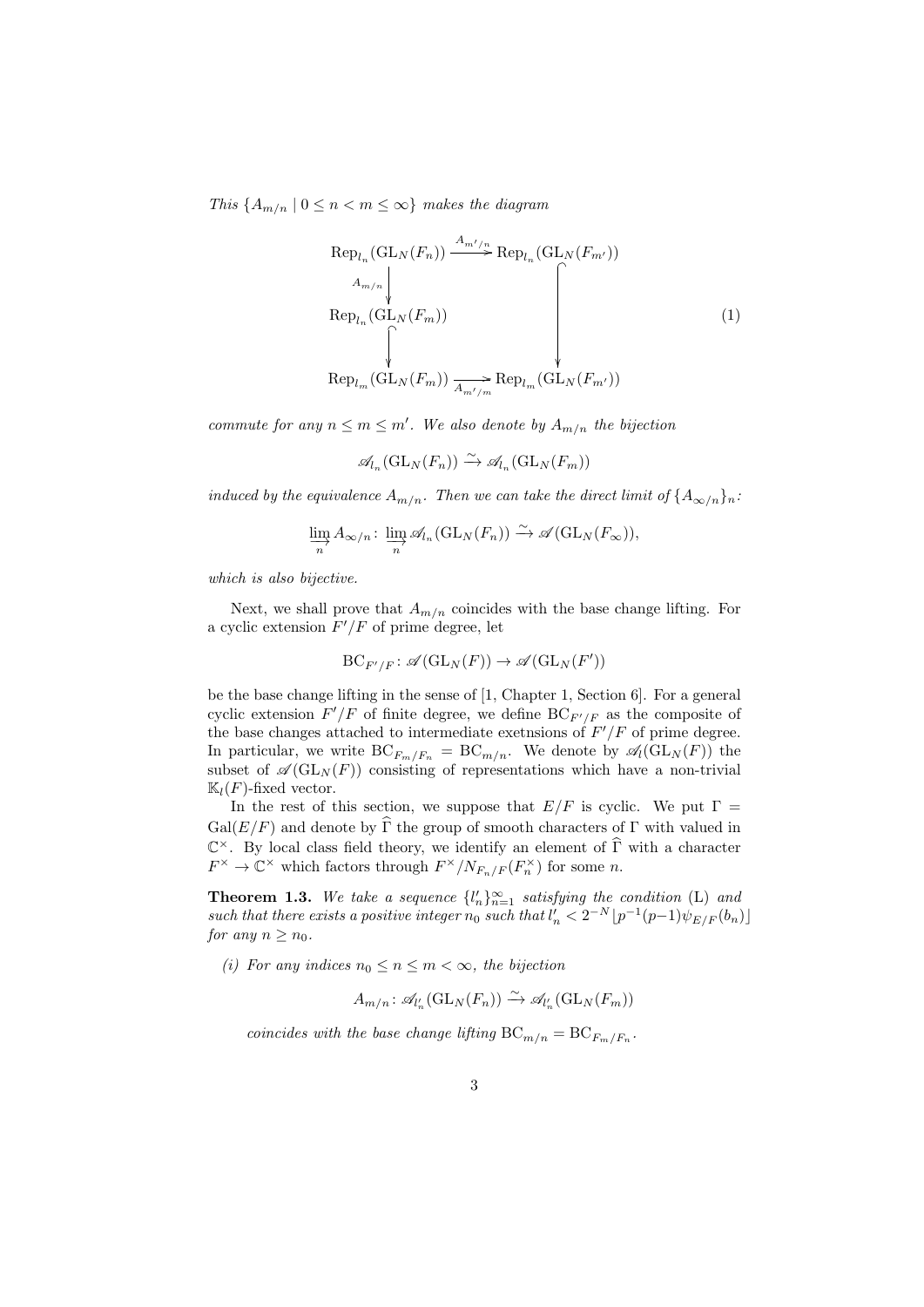*This $\{A_{m/n} \mid 0 \leq n < m \leq \infty\}$ makes the diagram*

$$\begin{array}{ccc}
\mathrm{Rep}_{l_n}(\mathrm{GL}_N(F_n)) & \xrightarrow{A_{m'/n}} & \mathrm{Rep}_{l_n}(\mathrm{GL}_N(F_{m'})) \\
\Big\downarrow{\scriptstyle A_{m/n}} & & \Big\downarrow \\
\mathrm{Rep}_{l_n}(\mathrm{GL}_N(F_m)) & & \\
\Big\downarrow & & \\
\mathrm{Rep}_{l_m}(\mathrm{GL}_N(F_m)) & \xrightarrow[A_{m'/m}]{} & \mathrm{Rep}_{l_m}(\mathrm{GL}_N(F_{m'}))
\end{array} \tag{1}$$

*commute for any $n \leq m \leq m'$. We also denote by $A_{m/n}$ the bijection*

$$\mathscr{A}_{l_n}(\mathrm{GL}_N(F_n)) \xrightarrow{\sim} \mathscr{A}_{l_n}(\mathrm{GL}_N(F_m))$$

*induced by the equivalence $A_{m/n}$. Then we can take the direct limit of $\{A_{\infty/n}\}_n$:*

$$\varinjlim_n A_{\infty/n} \colon \varinjlim_n \mathscr{A}_{l_n}(\mathrm{GL}_N(F_n)) \xrightarrow{\sim} \mathscr{A}(\mathrm{GL}_N(F_\infty)),$$

*which is also bijective.*

Next, we shall prove that $A_{m/n}$ coincides with the base change lifting. For a cyclic extension $F'/F$ of prime degree, let

$$\mathrm{BC}_{F'/F} \colon \mathscr{A}(\mathrm{GL}_N(F)) \to \mathscr{A}(\mathrm{GL}_N(F'))$$

be the base change lifting in the sense of [1, Chapter 1, Section 6]. For a general cyclic extension $F'/F$ of finite degree, we define $\mathrm{BC}_{F'/F}$ as the composite of the base changes attached to intermediate exetnsions of $F'/F$ of prime degree. In particular, we write $\mathrm{BC}_{F_m/F_n} = \mathrm{BC}_{m/n}$. We denote by $\mathscr{A}_l(\mathrm{GL}_N(F))$ the subset of $\mathscr{A}(\mathrm{GL}_N(F))$ consisting of representations which have a non-trivial $\mathbb{K}_l(F)$-fixed vector.

In the rest of this section, we suppose that $E/F$ is cyclic. We put $\Gamma = \mathrm{Gal}(E/F)$ and denote by $\widehat{\Gamma}$ the group of smooth characters of $\Gamma$ with valued in $\mathbb{C}^\times$. By local class field theory, we identify an element of $\widehat{\Gamma}$ with a character $F^\times \to \mathbb{C}^\times$ which factors through $F^\times/N_{F_n/F}(F_n^\times)$ for some $n$.

**Theorem 1.3.** *We take a sequence $\{l'_n\}_{n=1}^\infty$ satisfying the condition (L) and such that there exists a positive integer $n_0$ such that $l'_n < 2^{-N}\lfloor p^{-1}(p-1)\psi_{E/F}(b_n)\rfloor$ for any $n \geq n_0$.*

*(i) For any indices $n_0 \leq n \leq m < \infty$, the bijection*

$$A_{m/n} \colon \mathscr{A}_{l'_n}(\mathrm{GL}_N(F_n)) \xrightarrow{\sim} \mathscr{A}_{l'_n}(\mathrm{GL}_N(F_m))$$

*coincides with the base change lifting $\mathrm{BC}_{m/n} = \mathrm{BC}_{F_m/F_n}$.*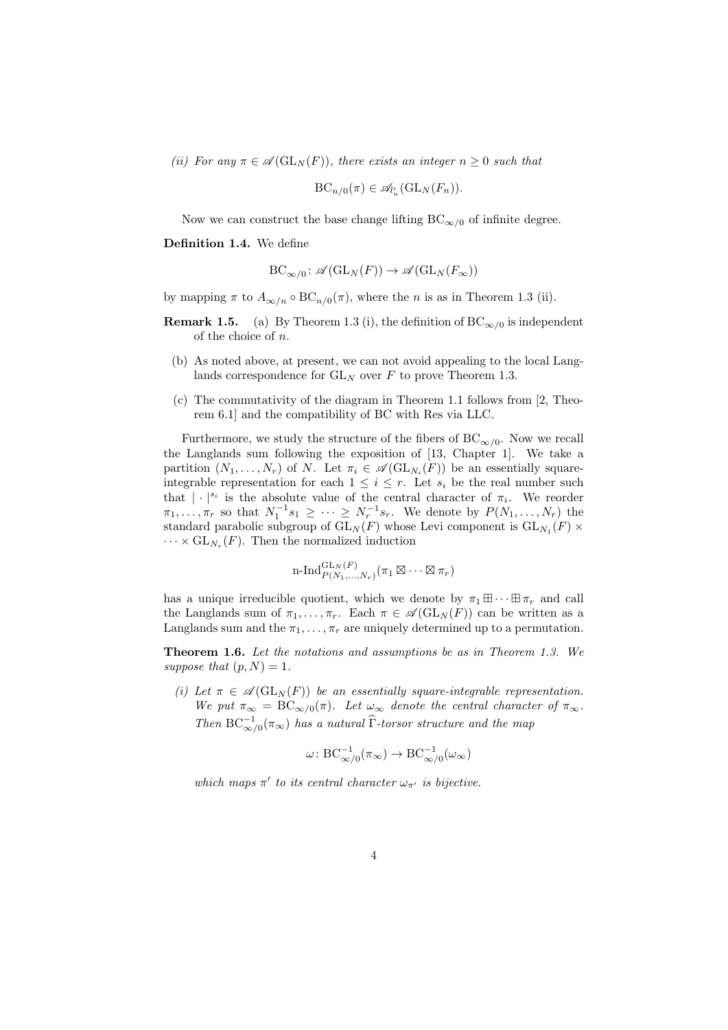*(ii) For any $\pi \in \mathscr{A}(\mathrm{GL}_N(F))$, there exists an integer $n \geq 0$ such that*

$$\mathrm{BC}_{n/0}(\pi) \in \mathscr{A}_{l'_n}(\mathrm{GL}_N(F_n)).$$

Now we can construct the base change lifting $\mathrm{BC}_{\infty/0}$ of infinite degree.

**Definition 1.4.** We define

$$\mathrm{BC}_{\infty/0} \colon \mathscr{A}(\mathrm{GL}_N(F)) \to \mathscr{A}(\mathrm{GL}_N(F_\infty))$$

by mapping $\pi$ to $A_{\infty/n} \circ \mathrm{BC}_{n/0}(\pi)$, where the $n$ is as in Theorem 1.3 (ii).

**Remark 1.5.**
- (a) By Theorem 1.3 (i), the definition of $\mathrm{BC}_{\infty/0}$ is independent of the choice of $n$.
- (b) As noted above, at present, we can not avoid appealing to the local Langlands correspondence for $\mathrm{GL}_N$ over $F$ to prove Theorem 1.3.
- (c) The commutativity of the diagram in Theorem 1.1 follows from [2, Theorem 6.1] and the compatibility of BC with Res via LLC.

Furthermore, we study the structure of the fibers of $\mathrm{BC}_{\infty/0}$. Now we recall the Langlands sum following the exposition of [13, Chapter 1]. We take a partition $(N_1, \dots, N_r)$ of $N$. Let $\pi_i \in \mathscr{A}(\mathrm{GL}_{N_i}(F))$ be an essentially square-integrable representation for each $1 \leq i \leq r$. Let $s_i$ be the real number such that $|\cdot|^{s_i}$ is the absolute value of the central character of $\pi_i$. We reorder $\pi_1, \dots, \pi_r$ so that $N_1^{-1}s_1 \geq \cdots \geq N_r^{-1}s_r$. We denote by $P(N_1, \dots, N_r)$ the standard parabolic subgroup of $\mathrm{GL}_N(F)$ whose Levi component is $\mathrm{GL}_{N_1}(F) \times \cdots \times \mathrm{GL}_{N_r}(F)$. Then the normalized induction

$$\text{n-Ind}_{P(N_1,\dots,N_r)}^{\mathrm{GL}_N(F)}(\pi_1 \boxtimes \cdots \boxtimes \pi_r)$$

has a unique irreducible quotient, which we denote by $\pi_1 \boxplus \cdots \boxplus \pi_r$ and call the Langlands sum of $\pi_1, \dots, \pi_r$. Each $\pi \in \mathscr{A}(\mathrm{GL}_N(F))$ can be written as a Langlands sum and the $\pi_1, \dots, \pi_r$ are uniquely determined up to a permutation.

**Theorem 1.6.** *Let the notations and assumptions be as in Theorem 1.3. We suppose that $(p, N) = 1$.*

*(i) Let $\pi \in \mathscr{A}(\mathrm{GL}_N(F))$ be an essentially square-integrable representation. We put $\pi_\infty = \mathrm{BC}_{\infty/0}(\pi)$. Let $\omega_\infty$ denote the central character of $\pi_\infty$. Then $\mathrm{BC}_{\infty/0}^{-1}(\pi_\infty)$ has a natural $\widehat{\Gamma}$-torsor structure and the map*

$$\omega \colon \mathrm{BC}_{\infty/0}^{-1}(\pi_\infty) \to \mathrm{BC}_{\infty/0}^{-1}(\omega_\infty)$$

*which maps $\pi'$ to its central character $\omega_{\pi'}$ is bijective.*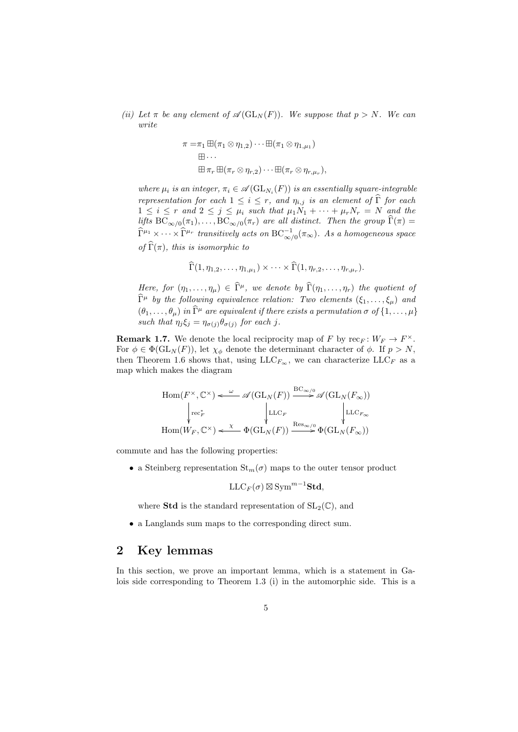*(ii) Let $\pi$ be any element of $\mathscr{A}(\mathrm{GL}_N(F))$. We suppose that $p > N$. We can write*

$$\begin{aligned}\pi = &\pi_1 \boxplus (\pi_1 \otimes \eta_{1,2}) \cdots \boxplus (\pi_1 \otimes \eta_{1,\mu_1}) \\ &\boxplus \cdots \\ &\boxplus \pi_r \boxplus (\pi_r \otimes \eta_{r,2}) \cdots \boxplus (\pi_r \otimes \eta_{r,\mu_r}),\end{aligned}$$

*where $\mu_i$ is an integer, $\pi_i \in \mathscr{A}(\mathrm{GL}_{N_i}(F))$ is an essentially square-integrable representation for each $1 \leq i \leq r$, and $\eta_{i,j}$ is an element of $\widehat{\Gamma}$ for each $1 \leq i \leq r$ and $2 \leq j \leq \mu_i$ such that $\mu_1 N_1 + \cdots + \mu_r N_r = N$ and the lifts $\mathrm{BC}_{\infty/0}(\pi_1), \ldots, \mathrm{BC}_{\infty/0}(\pi_r)$ are all distinct. Then the group $\widehat{\Gamma}(\pi) = \widehat{\Gamma}^{\mu_1} \times \cdots \times \widehat{\Gamma}^{\mu_r}$ transitively acts on $\mathrm{BC}_{\infty/0}^{-1}(\pi_\infty)$. As a homogeneous space of $\widehat{\Gamma}(\pi)$, this is isomorphic to*

$$\widehat{\Gamma}(1, \eta_{1,2}, \ldots, \eta_{1,\mu_1}) \times \cdots \times \widehat{\Gamma}(1, \eta_{r,2}, \ldots, \eta_{r,\mu_r}).$$

*Here, for $(\eta_1, \ldots, \eta_\mu) \in \widehat{\Gamma}^\mu$, we denote by $\widehat{\Gamma}(\eta_1, \ldots, \eta_r)$ the quotient of $\widehat{\Gamma}^\mu$ by the following equivalence relation: Two elements $(\xi_1, \ldots, \xi_\mu)$ and $(\theta_1, \ldots, \theta_\mu)$ in $\widehat{\Gamma}^\mu$ are equivalent if there exists a permutation $\sigma$ of $\{1, \ldots, \mu\}$ such that $\eta_j \xi_j = \eta_{\sigma(j)} \theta_{\sigma(j)}$ for each $j$.*

**Remark 1.7.** We denote the local reciprocity map of $F$ by $\mathrm{rec}_F \colon W_F \to F^\times$. For $\phi \in \Phi(\mathrm{GL}_N(F))$, let $\chi_\phi$ denote the determinant character of $\phi$. If $p > N$, then Theorem 1.6 shows that, using $\mathrm{LLC}_{F_\infty}$, we can characterize $\mathrm{LLC}_F$ as a map which makes the diagram

$$\begin{array}{ccccc}
\mathrm{Hom}(F^\times, \mathbb{C}^\times) & \xleftarrow{\ \omega\ } & \mathscr{A}(\mathrm{GL}_N(F)) & \xrightarrow{\mathrm{BC}_{\infty/0}} & \mathscr{A}(\mathrm{GL}_N(F_\infty)) \\
\Big\downarrow {\scriptstyle \mathrm{rec}_F^*} & & \Big\downarrow {\scriptstyle \mathrm{LLC}_F} & & \Big\downarrow {\scriptstyle \mathrm{LLC}_{F_\infty}} \\
\mathrm{Hom}(W_F, \mathbb{C}^\times) & \xleftarrow{\ \chi\ } & \Phi(\mathrm{GL}_N(F)) & \xrightarrow{\mathrm{Res}_{\infty/0}} & \Phi(\mathrm{GL}_N(F_\infty))
\end{array}$$

commute and has the following properties:

- a Steinberg representation $\mathrm{St}_m(\sigma)$ maps to the outer tensor product

$$\mathrm{LLC}_F(\sigma) \boxtimes \mathrm{Sym}^{m-1} \mathbf{Std},$$

where $\mathbf{Std}$ is the standard representation of $\mathrm{SL}_2(\mathbb{C})$, and

- a Langlands sum maps to the corresponding direct sum.

## 2 Key lemmas

In this section, we prove an important lemma, which is a statement in Galois side corresponding to Theorem 1.3 (i) in the automorphic side. This is a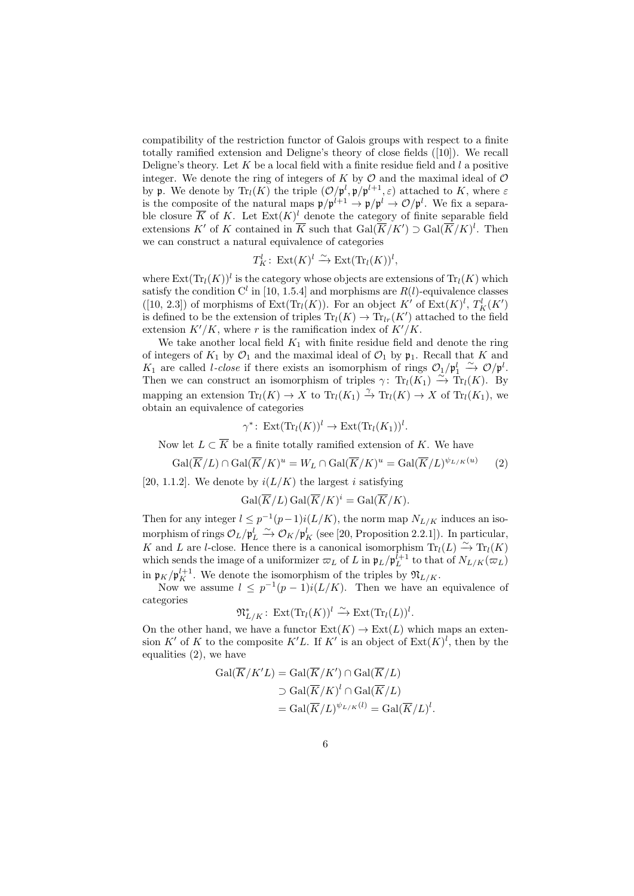compatibility of the restriction functor of Galois groups with respect to a finite totally ramified extension and Deligne's theory of close fields ([10]). We recall Deligne's theory. Let $K$ be a local field with a finite residue field and $l$ a positive integer. We denote the ring of integers of $K$ by $\mathcal{O}$ and the maximal ideal of $\mathcal{O}$ by $\mathfrak{p}$. We denote by $\mathrm{Tr}_l(K)$ the triple $(\mathcal{O}/\mathfrak{p}^l, \mathfrak{p}/\mathfrak{p}^{l+1}, \varepsilon)$ attached to $K$, where $\varepsilon$ is the composite of the natural maps $\mathfrak{p}/\mathfrak{p}^{l+1} \to \mathfrak{p}/\mathfrak{p}^l \to \mathcal{O}/\mathfrak{p}^l$. We fix a separable closure $\overline{K}$ of $K$. Let $\mathrm{Ext}(K)^l$ denote the category of finite separable field extensions $K'$ of $K$ contained in $\overline{K}$ such that $\mathrm{Gal}(\overline{K}/K') \supset \mathrm{Gal}(\overline{K}/K)^l$. Then we can construct a natural equivalence of categories

$$T_K^l\colon \mathrm{Ext}(K)^l \xrightarrow{\sim} \mathrm{Ext}(\mathrm{Tr}_l(K))^l,$$

where $\mathrm{Ext}(\mathrm{Tr}_l(K))^l$ is the category whose objects are extensions of $\mathrm{Tr}_l(K)$ which satisfy the condition $\mathrm{C}^l$ in [10, 1.5.4] and morphisms are $R(l)$-equivalence classes ([10, 2.3]) of morphisms of $\mathrm{Ext}(\mathrm{Tr}_l(K))$. For an object $K'$ of $\mathrm{Ext}(K)^l$, $T_K^l(K')$ is defined to be the extension of triples $\mathrm{Tr}_l(K) \to \mathrm{Tr}_{lr}(K')$ attached to the field extension $K'/K$, where $r$ is the ramification index of $K'/K$.

We take another local field $K_1$ with finite residue field and denote the ring of integers of $K_1$ by $\mathcal{O}_1$ and the maximal ideal of $\mathcal{O}_1$ by $\mathfrak{p}_1$. Recall that $K$ and $K_1$ are called *$l$-close* if there exists an isomorphism of rings $\mathcal{O}_1/\mathfrak{p}_1^l \xrightarrow{\sim} \mathcal{O}/\mathfrak{p}^l$. Then we can construct an isomorphism of triples $\gamma\colon \mathrm{Tr}_l(K_1) \xrightarrow{\sim} \mathrm{Tr}_l(K)$. By mapping an extension $\mathrm{Tr}_l(K) \to X$ to $\mathrm{Tr}_l(K_1) \xrightarrow{\gamma} \mathrm{Tr}_l(K) \to X$ of $\mathrm{Tr}_l(K_1)$, we obtain an equivalence of categories

$$\gamma^*\colon \mathrm{Ext}(\mathrm{Tr}_l(K))^l \to \mathrm{Ext}(\mathrm{Tr}_l(K_1))^l.$$

Now let $L \subset \overline{K}$ be a finite totally ramified extension of $K$. We have

$$\mathrm{Gal}(\overline{K}/L) \cap \mathrm{Gal}(\overline{K}/K)^u = W_L \cap \mathrm{Gal}(\overline{K}/K)^u = \mathrm{Gal}(\overline{K}/L)^{\psi_{L/K}(u)} \qquad (2)$$

[20, 1.1.2]. We denote by $i(L/K)$ the largest $i$ satisfying

$$\mathrm{Gal}(\overline{K}/L)\,\mathrm{Gal}(\overline{K}/K)^i = \mathrm{Gal}(\overline{K}/K).$$

Then for any integer $l \leq p^{-1}(p-1)i(L/K)$, the norm map $N_{L/K}$ induces an isomorphism of rings $\mathcal{O}_L/\mathfrak{p}_L^l \xrightarrow{\sim} \mathcal{O}_K/\mathfrak{p}_K^l$ (see [20, Proposition 2.2.1]). In particular, $K$ and $L$ are $l$-close. Hence there is a canonical isomorphism $\mathrm{Tr}_l(L) \xrightarrow{\sim} \mathrm{Tr}_l(K)$ which sends the image of a uniformizer $\varpi_L$ of $L$ in $\mathfrak{p}_L/\mathfrak{p}_L^{l+1}$ to that of $N_{L/K}(\varpi_L)$ in $\mathfrak{p}_K/\mathfrak{p}_K^{l+1}$. We denote the isomorphism of the triples by $\mathfrak{N}_{L/K}$.

Now we assume $l \leq p^{-1}(p-1)i(L/K)$. Then we have an equivalence of categories

$$\mathfrak{N}_{L/K}^*\colon \mathrm{Ext}(\mathrm{Tr}_l(K))^l \xrightarrow{\sim} \mathrm{Ext}(\mathrm{Tr}_l(L))^l.$$

On the other hand, we have a functor $\mathrm{Ext}(K) \to \mathrm{Ext}(L)$ which maps an extension $K'$ of $K$ to the composite $K'L$. If $K'$ is an object of $\mathrm{Ext}(K)^l$, then by the equalities (2), we have

$$\begin{aligned}
\mathrm{Gal}(\overline{K}/K'L) &= \mathrm{Gal}(\overline{K}/K') \cap \mathrm{Gal}(\overline{K}/L) \\
&\supset \mathrm{Gal}(\overline{K}/K)^l \cap \mathrm{Gal}(\overline{K}/L) \\
&= \mathrm{Gal}(\overline{K}/L)^{\psi_{L/K}(l)} = \mathrm{Gal}(\overline{K}/L)^l.
\end{aligned}$$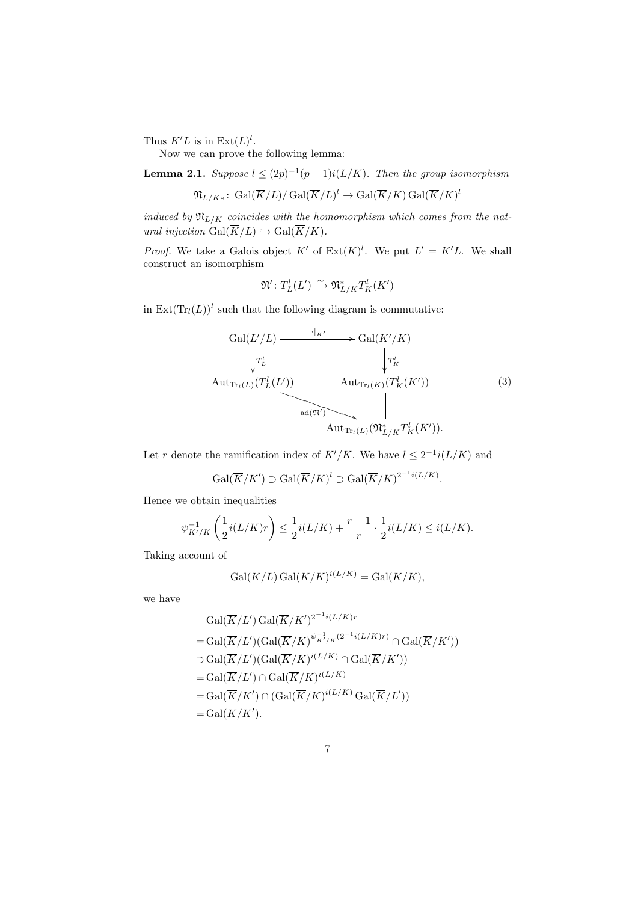Thus $K'L$ is in $\mathrm{Ext}(L)^l$.

Now we can prove the following lemma:

**Lemma 2.1.** *Suppose $l \leq (2p)^{-1}(p-1)i(L/K)$. Then the group isomorphism*

$$\mathfrak{N}_{L/K*}\colon \mathrm{Gal}(\overline{K}/L)/\mathrm{Gal}(\overline{K}/L)^l \to \mathrm{Gal}(\overline{K}/K)\,\mathrm{Gal}(\overline{K}/K)^l$$

*induced by $\mathfrak{N}_{L/K}$ coincides with the homomorphism which comes from the natural injection $\mathrm{Gal}(\overline{K}/L) \hookrightarrow \mathrm{Gal}(\overline{K}/K)$.*

*Proof.* We take a Galois object $K'$ of $\mathrm{Ext}(K)^l$. We put $L' = K'L$. We shall construct an isomorphism

$$\mathfrak{N}'\colon T_L^l(L') \xrightarrow{\sim} \mathfrak{N}_{L/K}^* T_K^l(K')$$

in $\mathrm{Ext}(\mathrm{Tr}_l(L))^l$ such that the following diagram is commutative:

$$\begin{array}{ccc}
\mathrm{Gal}(L'/L) & \xrightarrow{\ \cdot|_{K'}\ } & \mathrm{Gal}(K'/K) \\
\Big\downarrow T_L^l & & \Big\downarrow T_K^l \\
\mathrm{Aut}_{\mathrm{Tr}_l(L)}(T_L^l(L')) & & \mathrm{Aut}_{\mathrm{Tr}_l(K)}(T_K^l(K')) \\
& \searrow^{\mathrm{ad}(\mathfrak{N}')} & \Big\| \\
& & \mathrm{Aut}_{\mathrm{Tr}_l(L)}(\mathfrak{N}_{L/K}^* T_K^l(K')).
\end{array} \tag{3}$$

Let $r$ denote the ramification index of $K'/K$. We have $l \leq 2^{-1}i(L/K)$ and

$$\mathrm{Gal}(\overline{K}/K') \supset \mathrm{Gal}(\overline{K}/K)^l \supset \mathrm{Gal}(\overline{K}/K)^{2^{-1}i(L/K)}.$$

Hence we obtain inequalities

$$\psi_{K'/K}^{-1}\left(\frac{1}{2}i(L/K)r\right) \leq \frac{1}{2}i(L/K) + \frac{r-1}{r}\cdot\frac{1}{2}i(L/K) \leq i(L/K).$$

Taking account of

$$\mathrm{Gal}(\overline{K}/L)\,\mathrm{Gal}(\overline{K}/K)^{i(L/K)} = \mathrm{Gal}(\overline{K}/K),$$

we have

$$\begin{aligned}
&\mathrm{Gal}(\overline{K}/L')\,\mathrm{Gal}(\overline{K}/K')^{2^{-1}i(L/K)r} \\
&= \mathrm{Gal}(\overline{K}/L')(\mathrm{Gal}(\overline{K}/K)^{\psi_{K'/K}^{-1}(2^{-1}i(L/K)r)} \cap \mathrm{Gal}(\overline{K}/K')) \\
&\supset \mathrm{Gal}(\overline{K}/L')(\mathrm{Gal}(\overline{K}/K)^{i(L/K)} \cap \mathrm{Gal}(\overline{K}/K')) \\
&= \mathrm{Gal}(\overline{K}/L') \cap \mathrm{Gal}(\overline{K}/K)^{i(L/K)} \\
&= \mathrm{Gal}(\overline{K}/K') \cap (\mathrm{Gal}(\overline{K}/K)^{i(L/K)}\,\mathrm{Gal}(\overline{K}/L')) \\
&= \mathrm{Gal}(\overline{K}/K').
\end{aligned}$$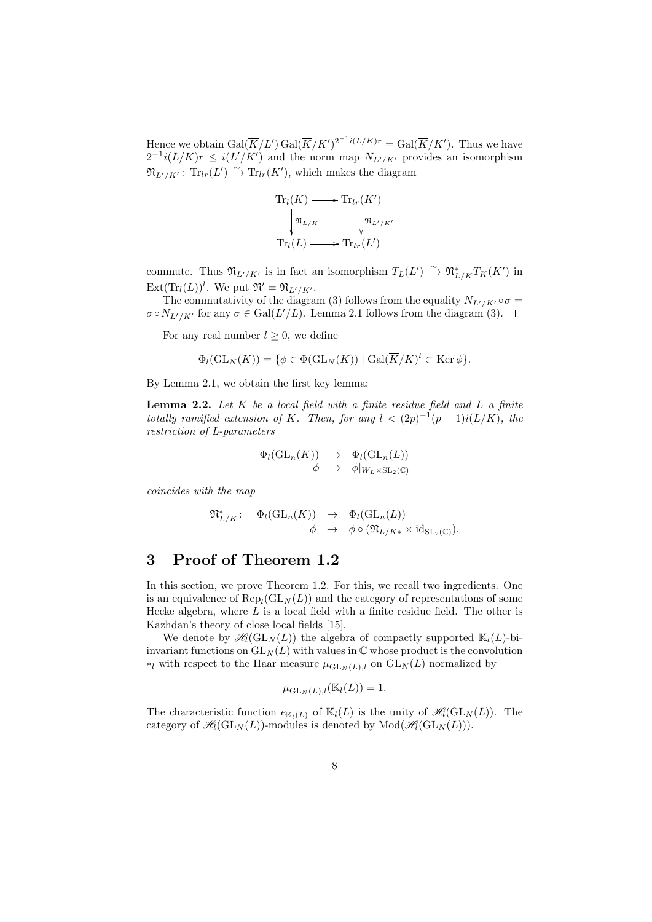Hence we obtain $\mathrm{Gal}(\overline{K}/L')\,\mathrm{Gal}(\overline{K}/K')^{2^{-1}i(L/K)r} = \mathrm{Gal}(\overline{K}/K')$. Thus we have $2^{-1}i(L/K)r \leq i(L'/K')$ and the norm map $N_{L'/K'}$ provides an isomorphism $\mathfrak{N}_{L'/K'}\colon \mathrm{Tr}_{lr}(L') \xrightarrow{\sim} \mathrm{Tr}_{lr}(K')$, which makes the diagram

$$\begin{array}{ccc}
\mathrm{Tr}_l(K) & \longrightarrow & \mathrm{Tr}_{lr}(K') \\
\big\downarrow{\scriptstyle \mathfrak{N}_{L/K}} & & \big\downarrow{\scriptstyle \mathfrak{N}_{L'/K'}} \\
\mathrm{Tr}_l(L) & \longrightarrow & \mathrm{Tr}_{lr}(L')
\end{array}$$

commute. Thus $\mathfrak{N}_{L'/K'}$ is in fact an isomorphism $T_L(L') \xrightarrow{\sim} \mathfrak{N}^*_{L/K}T_K(K')$ in $\mathrm{Ext}(\mathrm{Tr}_l(L))^l$. We put $\mathfrak{N}' = \mathfrak{N}_{L'/K'}$.

The commutativity of the diagram (3) follows from the equality $N_{L'/K'} \circ \sigma = \sigma \circ N_{L'/K'}$ for any $\sigma \in \mathrm{Gal}(L'/L)$. Lemma 2.1 follows from the diagram (3). $\square$

For any real number $l \geq 0$, we define

$$\Phi_l(\mathrm{GL}_N(K)) = \{\phi \in \Phi(\mathrm{GL}_N(K)) \mid \mathrm{Gal}(\overline{K}/K)^l \subset \mathrm{Ker}\,\phi\}.$$

By Lemma 2.1, we obtain the first key lemma:

**Lemma 2.2.** *Let $K$ be a local field with a finite residue field and $L$ a finite totally ramified extension of $K$. Then, for any $l < (2p)^{-1}(p-1)i(L/K)$, the restriction of L-parameters*

$$\begin{array}{rcl}
\Phi_l(\mathrm{GL}_n(K)) & \to & \Phi_l(\mathrm{GL}_n(L)) \\
\phi & \mapsto & \phi|_{W_L \times \mathrm{SL}_2(\mathbb{C})}
\end{array}$$

*coincides with the map*

$$\begin{array}{rrcl}
\mathfrak{N}^*_{L/K}\colon & \Phi_l(\mathrm{GL}_n(K)) & \to & \Phi_l(\mathrm{GL}_n(L)) \\
& \phi & \mapsto & \phi \circ (\mathfrak{N}_{L/K*} \times \mathrm{id}_{\mathrm{SL}_2(\mathbb{C})}).
\end{array}$$

## 3 Proof of Theorem 1.2

In this section, we prove Theorem 1.2. For this, we recall two ingredients. One is an equivalence of $\mathrm{Rep}_l(\mathrm{GL}_N(L))$ and the category of representations of some Hecke algebra, where $L$ is a local field with a finite residue field. The other is Kazhdan's theory of close local fields [15].

We denote by $\mathscr{H}_l(\mathrm{GL}_N(L))$ the algebra of compactly supported $\mathbb{K}_l(L)$-bi-invariant functions on $\mathrm{GL}_N(L)$ with values in $\mathbb{C}$ whose product is the convolution $*_l$ with respect to the Haar measure $\mu_{\mathrm{GL}_N(L),l}$ on $\mathrm{GL}_N(L)$ normalized by

$$\mu_{\mathrm{GL}_N(L),l}(\mathbb{K}_l(L)) = 1.$$

The characteristic function $e_{\mathbb{K}_l(L)}$ of $\mathbb{K}_l(L)$ is the unity of $\mathscr{H}_l(\mathrm{GL}_N(L))$. The category of $\mathscr{H}_l(\mathrm{GL}_N(L))$-modules is denoted by $\mathrm{Mod}(\mathscr{H}_l(\mathrm{GL}_N(L)))$.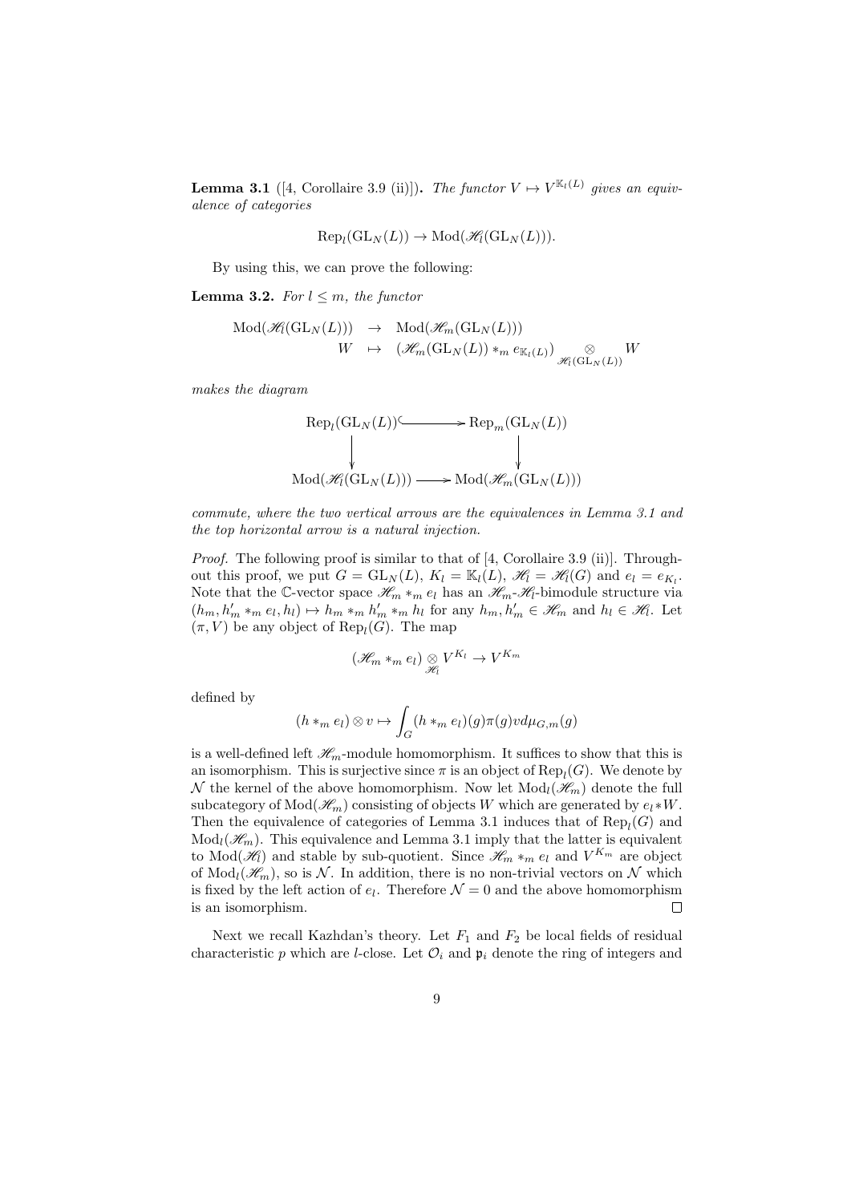**Lemma 3.1** ([4, Corollaire 3.9 (ii)]). *The functor $V \mapsto V^{\mathbb{K}_l(L)}$ gives an equivalence of categories*

$$\mathrm{Rep}_l(\mathrm{GL}_N(L)) \to \mathrm{Mod}(\mathscr{H}_l(\mathrm{GL}_N(L))).$$

By using this, we can prove the following:

**Lemma 3.2.** *For $l \leq m$, the functor*

$$\begin{array}{rcl} \mathrm{Mod}(\mathscr{H}_l(\mathrm{GL}_N(L))) & \to & \mathrm{Mod}(\mathscr{H}_m(\mathrm{GL}_N(L))) \\ W & \mapsto & (\mathscr{H}_m(\mathrm{GL}_N(L)) *_m e_{\mathbb{K}_l(L)}) \underset{\mathscr{H}_l(\mathrm{GL}_N(L))}{\otimes} W \end{array}$$

*makes the diagram*

$$\begin{array}{ccc} \mathrm{Rep}_l(\mathrm{GL}_N(L)) & \hookrightarrow & \mathrm{Rep}_m(\mathrm{GL}_N(L)) \\ \downarrow & & \downarrow \\ \mathrm{Mod}(\mathscr{H}_l(\mathrm{GL}_N(L))) & \longrightarrow & \mathrm{Mod}(\mathscr{H}_m(\mathrm{GL}_N(L))) \end{array}$$

*commute, where the two vertical arrows are the equivalences in Lemma 3.1 and the top horizontal arrow is a natural injection.*

*Proof.* The following proof is similar to that of [4, Corollaire 3.9 (ii)]. Throughout this proof, we put $G = \mathrm{GL}_N(L)$, $K_l = \mathbb{K}_l(L)$, $\mathscr{H}_l = \mathscr{H}_l(G)$ and $e_l = e_{K_l}$. Note that the $\mathbb{C}$-vector space $\mathscr{H}_m *_m e_l$ has an $\mathscr{H}_m$-$\mathscr{H}_l$-bimodule structure via $(h_m, h'_m *_m e_l, h_l) \mapsto h_m *_m h'_m *_m h_l$ for any $h_m, h'_m \in \mathscr{H}_m$ and $h_l \in \mathscr{H}_l$. Let $(\pi, V)$ be any object of $\mathrm{Rep}_l(G)$. The map

$$(\mathscr{H}_m *_m e_l) \underset{\mathscr{H}_l}{\otimes} V^{K_l} \to V^{K_m}$$

defined by

$$(h *_m e_l) \otimes v \mapsto \int_G (h *_m e_l)(g)\pi(g)v d\mu_{G,m}(g)$$

is a well-defined left $\mathscr{H}_m$-module homomorphism. It suffices to show that this is an isomorphism. This is surjective since $\pi$ is an object of $\mathrm{Rep}_l(G)$. We denote by $\mathcal{N}$ the kernel of the above homomorphism. Now let $\mathrm{Mod}_l(\mathscr{H}_m)$ denote the full subcategory of $\mathrm{Mod}(\mathscr{H}_m)$ consisting of objects $W$ which are generated by $e_l * W$. Then the equivalence of categories of Lemma 3.1 induces that of $\mathrm{Rep}_l(G)$ and $\mathrm{Mod}_l(\mathscr{H}_m)$. This equivalence and Lemma 3.1 imply that the latter is equivalent to $\mathrm{Mod}(\mathscr{H}_l)$ and stable by sub-quotient. Since $\mathscr{H}_m *_m e_l$ and $V^{K_m}$ are object of $\mathrm{Mod}_l(\mathscr{H}_m)$, so is $\mathcal{N}$. In addition, there is no non-trivial vectors on $\mathcal{N}$ which is fixed by the left action of $e_l$. Therefore $\mathcal{N} = 0$ and the above homomorphism is an isomorphism. □

Next we recall Kazhdan's theory. Let $F_1$ and $F_2$ be local fields of residual characteristic $p$ which are $l$-close. Let $\mathcal{O}_i$ and $\mathfrak{p}_i$ denote the ring of integers and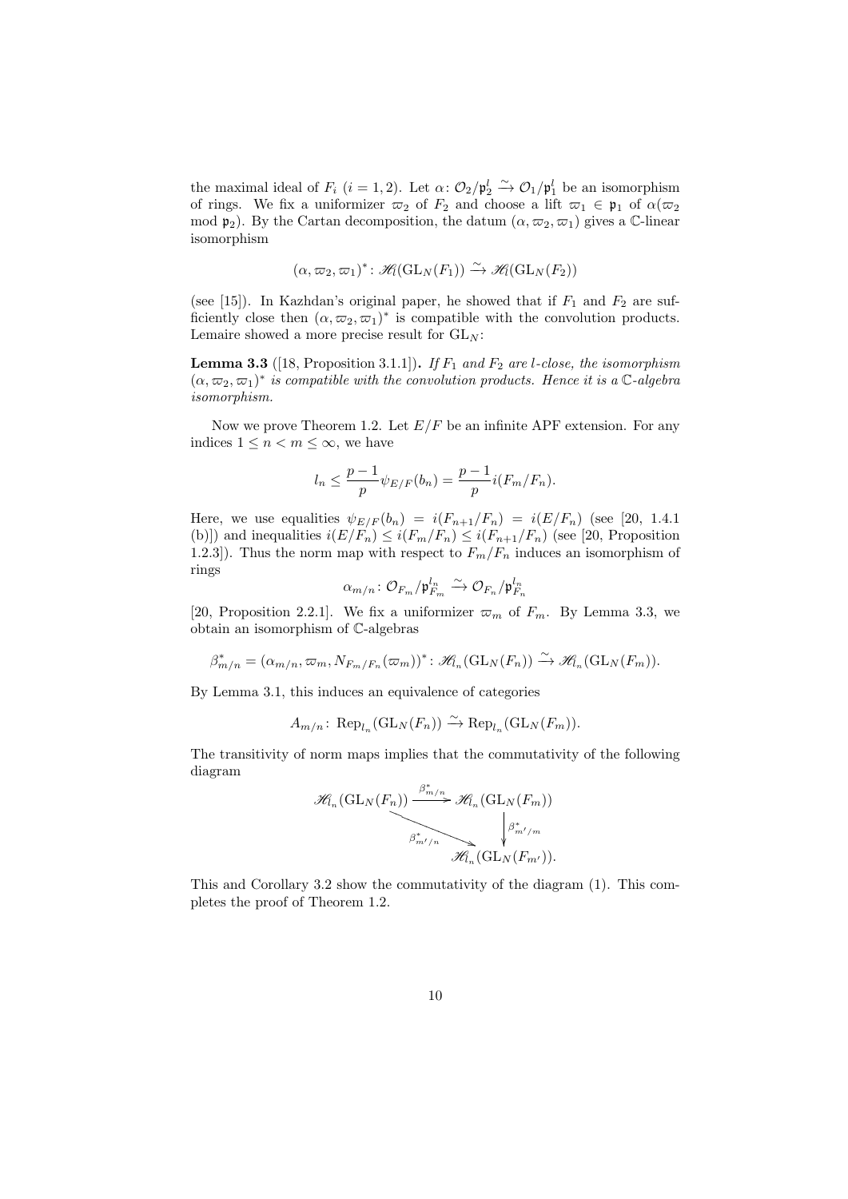the maximal ideal of $F_i$ $(i = 1, 2)$. Let $\alpha\colon \mathcal{O}_2/\mathfrak{p}_2^l \xrightarrow{\sim} \mathcal{O}_1/\mathfrak{p}_1^l$ be an isomorphism of rings. We fix a uniformizer $\varpi_2$ of $F_2$ and choose a lift $\varpi_1 \in \mathfrak{p}_1$ of $\alpha(\varpi_2 \bmod \mathfrak{p}_2)$. By the Cartan decomposition, the datum $(\alpha, \varpi_2, \varpi_1)$ gives a $\mathbb{C}$-linear isomorphism

$$(\alpha, \varpi_2, \varpi_1)^*\colon \mathscr{H}_l(\mathrm{GL}_N(F_1)) \xrightarrow{\sim} \mathscr{H}_l(\mathrm{GL}_N(F_2))$$

(see [15]). In Kazhdan's original paper, he showed that if $F_1$ and $F_2$ are sufficiently close then $(\alpha, \varpi_2, \varpi_1)^*$ is compatible with the convolution products. Lemaire showed a more precise result for $\mathrm{GL}_N$:

**Lemma 3.3** ([18, Proposition 3.1.1])**.** *If $F_1$ and $F_2$ are $l$-close, the isomorphism $(\alpha, \varpi_2, \varpi_1)^*$ is compatible with the convolution products. Hence it is a $\mathbb{C}$-algebra isomorphism.*

Now we prove Theorem 1.2. Let $E/F$ be an infinite APF extension. For any indices $1 \leq n < m \leq \infty$, we have

$$l_n \leq \frac{p-1}{p}\psi_{E/F}(b_n) = \frac{p-1}{p} i(F_m/F_n).$$

Here, we use equalities $\psi_{E/F}(b_n) = i(F_{n+1}/F_n) = i(E/F_n)$ (see [20, 1.4.1 (b)]) and inequalities $i(E/F_n) \leq i(F_m/F_n) \leq i(F_{n+1}/F_n)$ (see [20, Proposition 1.2.3]). Thus the norm map with respect to $F_m/F_n$ induces an isomorphism of rings

$$\alpha_{m/n}\colon \mathcal{O}_{F_m}/\mathfrak{p}_{F_m}^{l_n} \xrightarrow{\sim} \mathcal{O}_{F_n}/\mathfrak{p}_{F_n}^{l_n}$$

[20, Proposition 2.2.1]. We fix a uniformizer $\varpi_m$ of $F_m$. By Lemma 3.3, we obtain an isomorphism of $\mathbb{C}$-algebras

$$\beta_{m/n}^* = (\alpha_{m/n}, \varpi_m, N_{F_m/F_n}(\varpi_m))^*\colon \mathscr{H}_{l_n}(\mathrm{GL}_N(F_n)) \xrightarrow{\sim} \mathscr{H}_{l_n}(\mathrm{GL}_N(F_m)).$$

By Lemma 3.1, this induces an equivalence of categories

$$A_{m/n}\colon \mathrm{Rep}_{l_n}(\mathrm{GL}_N(F_n)) \xrightarrow{\sim} \mathrm{Rep}_{l_n}(\mathrm{GL}_N(F_m)).$$

The transitivity of norm maps implies that the commutativity of the following diagram

$$\begin{array}{ccc} \mathscr{H}_{l_n}(\mathrm{GL}_N(F_n)) & \xrightarrow{\beta_{m/n}^*} & \mathscr{H}_{l_n}(\mathrm{GL}_N(F_m)) \\ & \searrow^{\beta_{m'/n}^*} & \downarrow \beta_{m'/m}^* \\ & & \mathscr{H}_{l_n}(\mathrm{GL}_N(F_{m'})). \end{array}$$

This and Corollary 3.2 show the commutativity of the diagram (1). This completes the proof of Theorem 1.2.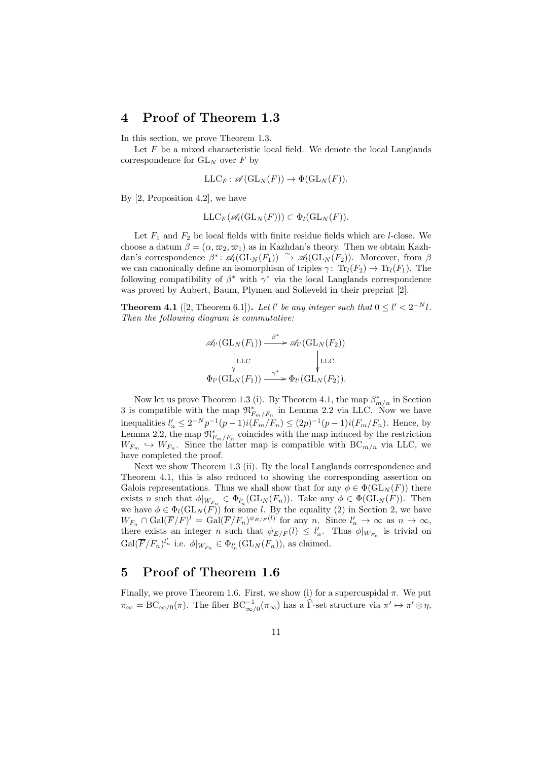## 4 Proof of Theorem 1.3

In this section, we prove Theorem 1.3.

Let $F$ be a mixed characteristic local field. We denote the local Langlands correspondence for $\mathrm{GL}_N$ over $F$ by

$$\mathrm{LLC}_F\colon \mathscr{A}(\mathrm{GL}_N(F)) \to \Phi(\mathrm{GL}_N(F)).$$

By [2, Proposition 4.2], we have

$$\mathrm{LLC}_F(\mathscr{A}_l(\mathrm{GL}_N(F))) \subset \Phi_l(\mathrm{GL}_N(F)).$$

Let $F_1$ and $F_2$ be local fields with finite residue fields which are $l$-close. We choose a datum $\beta = (\alpha, \varpi_2, \varpi_1)$ as in Kazhdan's theory. Then we obtain Kazhdan's correspondence $\beta^*\colon \mathscr{A}_l(\mathrm{GL}_N(F_1)) \xrightarrow{\sim} \mathscr{A}_l(\mathrm{GL}_N(F_2))$. Moreover, from $\beta$ we can canonically define an isomorphism of triples $\gamma\colon \mathrm{Tr}_l(F_2) \to \mathrm{Tr}_l(F_1)$. The following compatibility of $\beta^*$ with $\gamma^*$ via the local Langlands correspondence was proved by Aubert, Baum, Plymen and Solleveld in their preprint [2].

**Theorem 4.1** ([2, Theorem 6.1])**.** *Let $l'$ be any integer such that $0 \le l' < 2^{-N}l$. Then the following diagram is commutative:*

$$\begin{array}{ccc}
\mathscr{A}_{l'}(\mathrm{GL}_N(F_1)) & \xrightarrow{\beta^*} & \mathscr{A}_{l'}(\mathrm{GL}_N(F_2)) \\
\Big\downarrow \mathrm{LLC} & & \Big\downarrow \mathrm{LLC} \\
\Phi_{l'}(\mathrm{GL}_N(F_1)) & \xrightarrow{\gamma^*} & \Phi_{l'}(\mathrm{GL}_N(F_2)).
\end{array}$$

Now let us prove Theorem 1.3 (i). By Theorem 4.1, the map $\beta^*_{m/n}$ in Section 3 is compatible with the map $\mathfrak{N}^*_{F_m/F_n}$ in Lemma 2.2 via LLC. Now we have inequalities $l'_n \le 2^{-N}p^{-1}(p-1)i(F_m/F_n) \le (2p)^{-1}(p-1)i(F_m/F_n)$. Hence, by Lemma 2.2, the map $\mathfrak{N}^*_{F_m/F_n}$ coincides with the map induced by the restriction $W_{F_m} \hookrightarrow W_{F_n}$. Since the latter map is compatible with $\mathrm{BC}_{m/n}$ via LLC, we have completed the proof.

Next we show Theorem 1.3 (ii). By the local Langlands correspondence and Theorem 4.1, this is also reduced to showing the corresponding assertion on Galois representations. Thus we shall show that for any $\phi \in \Phi(\mathrm{GL}_N(F))$ there exists $n$ such that $\phi|_{W_{F_n}} \in \Phi_{l'_n}(\mathrm{GL}_N(F_n))$. Take any $\phi \in \Phi(\mathrm{GL}_N(F))$. Then we have $\phi \in \Phi_l(\mathrm{GL}_N(F))$ for some $l$. By the equality (2) in Section 2, we have $W_{F_n} \cap \mathrm{Gal}(\overline{F}/F)^l = \mathrm{Gal}(\overline{F}/F_n)^{\psi_{E/F}(l)}$ for any $n$. Since $l'_n \to \infty$ as $n \to \infty$, there exists an integer $n$ such that $\psi_{E/F}(l) \le l'_n$. Thus $\phi|_{W_{F_n}}$ is trivial on $\mathrm{Gal}(\overline{F}/F_n)^{l'_n}$ i.e. $\phi|_{W_{F_n}} \in \Phi_{l'_n}(\mathrm{GL}_N(F_n))$, as claimed.

## 5 Proof of Theorem 1.6

Finally, we prove Theorem 1.6. First, we show (i) for a supercuspidal $\pi$. We put $\pi_\infty = \mathrm{BC}_{\infty/0}(\pi)$. The fiber $\mathrm{BC}^{-1}_{\infty/0}(\pi_\infty)$ has a $\widehat{\Gamma}$-set structure via $\pi' \mapsto \pi' \otimes \eta$,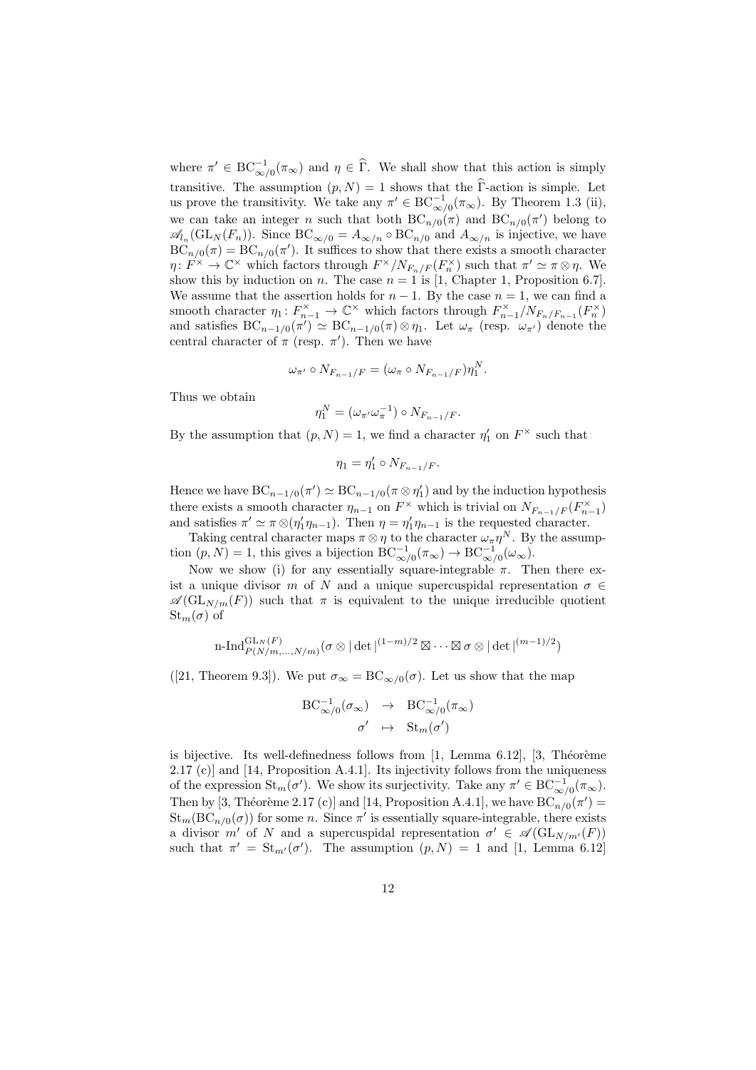where $\pi' \in \mathrm{BC}_{\infty/0}^{-1}(\pi_\infty)$ and $\eta \in \widehat{\Gamma}$. We shall show that this action is simply transitive. The assumption $(p, N) = 1$ shows that the $\widehat{\Gamma}$-action is simple. Let us prove the transitivity. We take any $\pi' \in \mathrm{BC}_{\infty/0}^{-1}(\pi_\infty)$. By Theorem 1.3 (ii), we can take an integer $n$ such that both $\mathrm{BC}_{n/0}(\pi)$ and $\mathrm{BC}_{n/0}(\pi')$ belong to $\mathscr{A}_{l_n}(\mathrm{GL}_N(F_n))$. Since $\mathrm{BC}_{\infty/0} = A_{\infty/n} \circ \mathrm{BC}_{n/0}$ and $A_{\infty/n}$ is injective, we have $\mathrm{BC}_{n/0}(\pi) = \mathrm{BC}_{n/0}(\pi')$. It suffices to show that there exists a smooth character $\eta \colon F^\times \to \mathbb{C}^\times$ which factors through $F^\times / N_{F_n/F}(F_n^\times)$ such that $\pi' \simeq \pi \otimes \eta$. We show this by induction on $n$. The case $n = 1$ is [1, Chapter 1, Proposition 6.7]. We assume that the assertion holds for $n-1$. By the case $n = 1$, we can find a smooth character $\eta_1 \colon F_{n-1}^\times \to \mathbb{C}^\times$ which factors through $F_{n-1}^\times / N_{F_n/F_{n-1}}(F_n^\times)$ and satisfies $\mathrm{BC}_{n-1/0}(\pi') \simeq \mathrm{BC}_{n-1/0}(\pi) \otimes \eta_1$. Let $\omega_\pi$ (resp. $\omega_{\pi'}$) denote the central character of $\pi$ (resp. $\pi'$). Then we have

$$\omega_{\pi'} \circ N_{F_{n-1}/F} = (\omega_\pi \circ N_{F_{n-1}/F})\eta_1^N.$$

Thus we obtain

$$\eta_1^N = (\omega_{\pi'} \omega_\pi^{-1}) \circ N_{F_{n-1}/F}.$$

By the assumption that $(p, N) = 1$, we find a character $\eta_1'$ on $F^\times$ such that

$$\eta_1 = \eta_1' \circ N_{F_{n-1}/F}.$$

Hence we have $\mathrm{BC}_{n-1/0}(\pi') \simeq \mathrm{BC}_{n-1/0}(\pi \otimes \eta_1')$ and by the induction hypothesis there exists a smooth character $\eta_{n-1}$ on $F^\times$ which is trivial on $N_{F_{n-1}/F}(F_{n-1}^\times)$ and satisfies $\pi' \simeq \pi \otimes (\eta_1' \eta_{n-1})$. Then $\eta = \eta_1' \eta_{n-1}$ is the requested character.

Taking central character maps $\pi \otimes \eta$ to the character $\omega_\pi \eta^N$. By the assumption $(p, N) = 1$, this gives a bijection $\mathrm{BC}_{\infty/0}^{-1}(\pi_\infty) \to \mathrm{BC}_{\infty/0}^{-1}(\omega_\infty)$.

Now we show (i) for any essentially square-integrable $\pi$. Then there exist a unique divisor $m$ of $N$ and a unique supercuspidal representation $\sigma \in \mathscr{A}(\mathrm{GL}_{N/m}(F))$ such that $\pi$ is equivalent to the unique irreducible quotient $\mathrm{St}_m(\sigma)$ of

$$\text{n-Ind}_{P(N/m,\ldots,N/m)}^{\mathrm{GL}_N(F)}(\sigma \otimes |\det|^{(1-m)/2} \boxtimes \cdots \boxtimes \sigma \otimes |\det|^{(m-1)/2})$$

([21, Theorem 9.3]). We put $\sigma_\infty = \mathrm{BC}_{\infty/0}(\sigma)$. Let us show that the map

$$\begin{array}{rcl} \mathrm{BC}_{\infty/0}^{-1}(\sigma_\infty) & \to & \mathrm{BC}_{\infty/0}^{-1}(\pi_\infty) \\ \sigma' & \mapsto & \mathrm{St}_m(\sigma') \end{array}$$

is bijective. Its well-definedness follows from [1, Lemma 6.12], [3, Théorème 2.17 (c)] and [14, Proposition A.4.1]. Its injectivity follows from the uniqueness of the expression $\mathrm{St}_m(\sigma')$. We show its surjectivity. Take any $\pi' \in \mathrm{BC}_{\infty/0}^{-1}(\pi_\infty)$. Then by [3, Théorème 2.17 (c)] and [14, Proposition A.4.1], we have $\mathrm{BC}_{n/0}(\pi') = \mathrm{St}_m(\mathrm{BC}_{n/0}(\sigma))$ for some $n$. Since $\pi'$ is essentially square-integrable, there exists a divisor $m'$ of $N$ and a supercuspidal representation $\sigma' \in \mathscr{A}(\mathrm{GL}_{N/m'}(F))$ such that $\pi' = \mathrm{St}_{m'}(\sigma')$. The assumption $(p, N) = 1$ and [1, Lemma 6.12]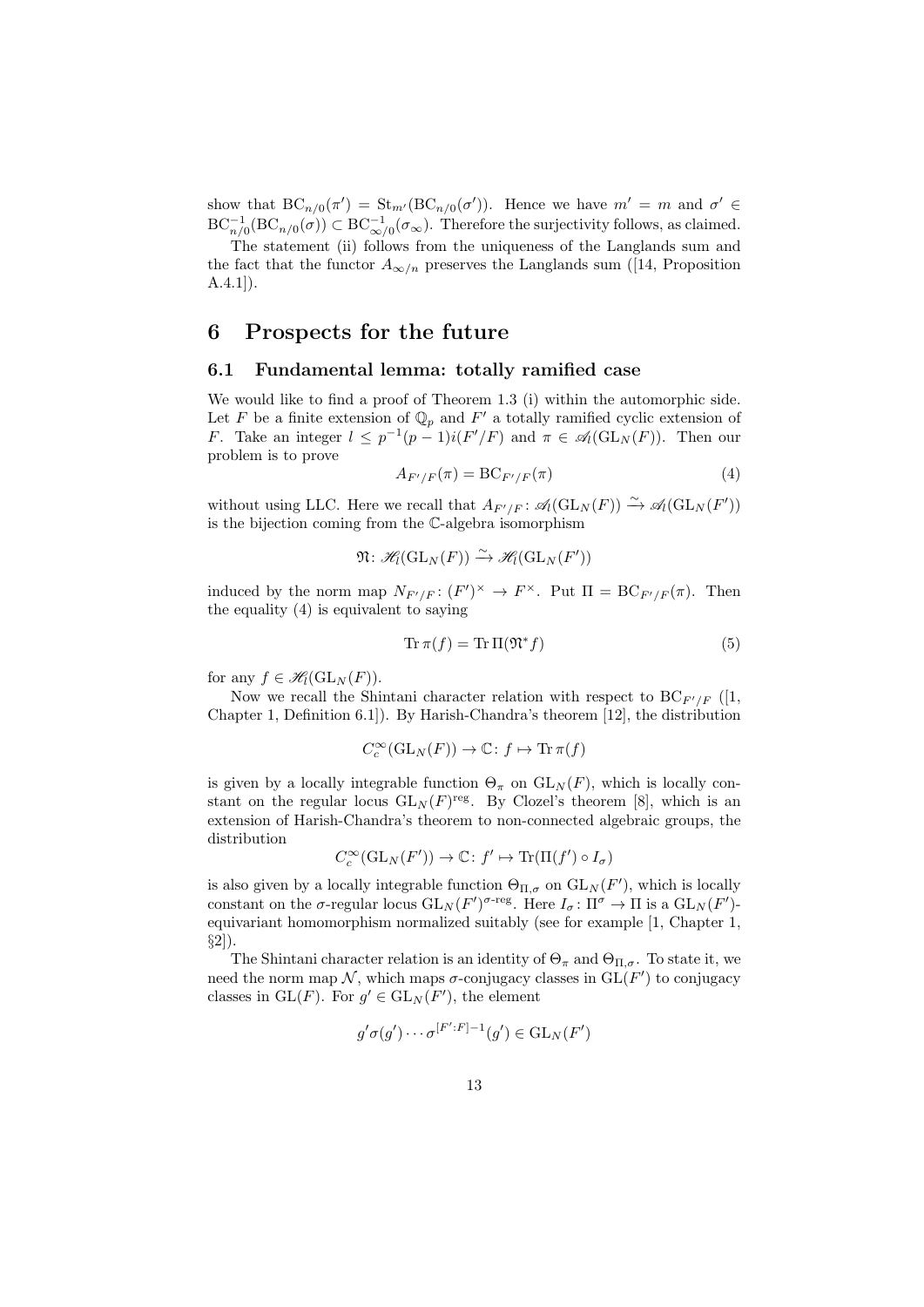show that $\mathrm{BC}_{n/0}(\pi') = \mathrm{St}_{m'}(\mathrm{BC}_{n/0}(\sigma'))$. Hence we have $m' = m$ and $\sigma' \in \mathrm{BC}_{n/0}^{-1}(\mathrm{BC}_{n/0}(\sigma)) \subset \mathrm{BC}_{\infty/0}^{-1}(\sigma_\infty)$. Therefore the surjectivity follows, as claimed.

The statement (ii) follows from the uniqueness of the Langlands sum and the fact that the functor $A_{\infty/n}$ preserves the Langlands sum ([14, Proposition A.4.1]).

# 6 Prospects for the future

## 6.1 Fundamental lemma: totally ramified case

We would like to find a proof of Theorem 1.3 (i) within the automorphic side. Let $F$ be a finite extension of $\mathbb{Q}_p$ and $F'$ a totally ramified cyclic extension of $F$. Take an integer $l \leq p^{-1}(p-1)i(F'/F)$ and $\pi \in \mathscr{A}_l(\mathrm{GL}_N(F))$. Then our problem is to prove

$$A_{F'/F}(\pi) = \mathrm{BC}_{F'/F}(\pi) \tag{4}$$

without using LLC. Here we recall that $A_{F'/F} \colon \mathscr{A}_l(\mathrm{GL}_N(F)) \xrightarrow{\sim} \mathscr{A}_l(\mathrm{GL}_N(F'))$ is the bijection coming from the $\mathbb{C}$-algebra isomorphism

$$\mathfrak{N} \colon \mathscr{H}_l(\mathrm{GL}_N(F)) \xrightarrow{\sim} \mathscr{H}_l(\mathrm{GL}_N(F'))$$

induced by the norm map $N_{F'/F} \colon (F')^\times \to F^\times$. Put $\Pi = \mathrm{BC}_{F'/F}(\pi)$. Then the equality (4) is equivalent to saying

$$\mathrm{Tr}\,\pi(f) = \mathrm{Tr}\,\Pi(\mathfrak{N}^* f) \tag{5}$$

for any $f \in \mathscr{H}_l(\mathrm{GL}_N(F))$.

Now we recall the Shintani character relation with respect to $\mathrm{BC}_{F'/F}$ ([1, Chapter 1, Definition 6.1]). By Harish-Chandra's theorem [12], the distribution

$$C_c^\infty(\mathrm{GL}_N(F)) \to \mathbb{C} \colon f \mapsto \mathrm{Tr}\,\pi(f)$$

is given by a locally integrable function $\Theta_\pi$ on $\mathrm{GL}_N(F)$, which is locally constant on the regular locus $\mathrm{GL}_N(F)^{\mathrm{reg}}$. By Clozel's theorem [8], which is an extension of Harish-Chandra's theorem to non-connected algebraic groups, the distribution

$$C_c^\infty(\mathrm{GL}_N(F')) \to \mathbb{C} \colon f' \mapsto \mathrm{Tr}(\Pi(f') \circ I_\sigma)$$

is also given by a locally integrable function $\Theta_{\Pi,\sigma}$ on $\mathrm{GL}_N(F')$, which is locally constant on the $\sigma$-regular locus $\mathrm{GL}_N(F')^{\sigma\text{-reg}}$. Here $I_\sigma \colon \Pi^\sigma \to \Pi$ is a $\mathrm{GL}_N(F')$-equivariant homomorphism normalized suitably (see for example [1, Chapter 1, §2]).

The Shintani character relation is an identity of $\Theta_\pi$ and $\Theta_{\Pi,\sigma}$. To state it, we need the norm map $\mathcal{N}$, which maps $\sigma$-conjugacy classes in $\mathrm{GL}(F')$ to conjugacy classes in $\mathrm{GL}(F)$. For $g' \in \mathrm{GL}_N(F')$, the element

$$g'\sigma(g') \cdots \sigma^{[F':F]-1}(g') \in \mathrm{GL}_N(F')$$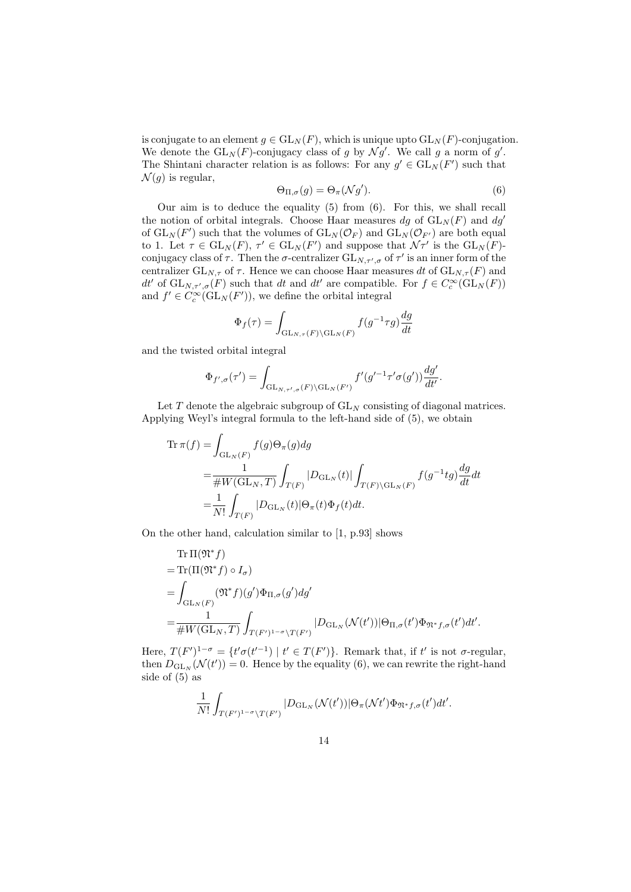is conjugate to an element $g \in \mathrm{GL}_N(F)$, which is unique upto $\mathrm{GL}_N(F)$-conjugation. We denote the $\mathrm{GL}_N(F)$-conjugacy class of $g$ by $\mathcal{N}g'$. We call $g$ a norm of $g'$. The Shintani character relation is as follows: For any $g' \in \mathrm{GL}_N(F')$ such that $\mathcal{N}(g)$ is regular,

$$\Theta_{\Pi,\sigma}(g) = \Theta_\pi(\mathcal{N}g'). \tag{6}$$

Our aim is to deduce the equality (5) from (6). For this, we shall recall the notion of orbital integrals. Choose Haar measures $dg$ of $\mathrm{GL}_N(F)$ and $dg'$ of $\mathrm{GL}_N(F')$ such that the volumes of $\mathrm{GL}_N(\mathcal{O}_F)$ and $\mathrm{GL}_N(\mathcal{O}_{F'})$ are both equal to 1. Let $\tau \in \mathrm{GL}_N(F)$, $\tau' \in \mathrm{GL}_N(F')$ and suppose that $\mathcal{N}\tau'$ is the $\mathrm{GL}_N(F)$-conjugacy class of $\tau$. Then the $\sigma$-centralizer $\mathrm{GL}_{N,\tau',\sigma}$ of $\tau'$ is an inner form of the centralizer $\mathrm{GL}_{N,\tau}$ of $\tau$. Hence we can choose Haar measures $dt$ of $\mathrm{GL}_{N,\tau}(F)$ and $dt'$ of $\mathrm{GL}_{N,\tau',\sigma}(F)$ such that $dt$ and $dt'$ are compatible. For $f \in C_c^\infty(\mathrm{GL}_N(F))$ and $f' \in C_c^\infty(\mathrm{GL}_N(F'))$, we define the orbital integral

$$\Phi_f(\tau) = \int_{\mathrm{GL}_{N,\tau}(F)\backslash \mathrm{GL}_N(F)} f(g^{-1}\tau g)\frac{dg}{dt}$$

and the twisted orbital integral

$$\Phi_{f',\sigma}(\tau') = \int_{\mathrm{GL}_{N,\tau',\sigma}(F)\backslash \mathrm{GL}_N(F')} f'(g'^{-1}\tau'\sigma(g'))\frac{dg'}{dt'}.$$

Let $T$ denote the algebraic subgroup of $\mathrm{GL}_N$ consisting of diagonal matrices. Applying Weyl's integral formula to the left-hand side of (5), we obtain

$$\begin{aligned}
\mathrm{Tr}\,\pi(f) &= \int_{\mathrm{GL}_N(F)} f(g)\Theta_\pi(g)dg \\
&= \frac{1}{\#W(\mathrm{GL}_N, T)} \int_{T(F)} |D_{\mathrm{GL}_N}(t)| \int_{T(F)\backslash \mathrm{GL}_N(F)} f(g^{-1}tg)\frac{dg}{dt}dt \\
&= \frac{1}{N!}\int_{T(F)} |D_{\mathrm{GL}_N}(t)|\Theta_\pi(t)\Phi_f(t)dt.
\end{aligned}$$

On the other hand, calculation similar to [1, p.93] shows

$$\begin{aligned}
&\mathrm{Tr}\,\Pi(\mathfrak{N}^*f) \\
&= \mathrm{Tr}(\Pi(\mathfrak{N}^*f)\circ I_\sigma) \\
&= \int_{\mathrm{GL}_N(F)} (\mathfrak{N}^*f)(g')\Phi_{\Pi,\sigma}(g')dg' \\
&= \frac{1}{\#W(\mathrm{GL}_N, T)} \int_{T(F')^{1-\sigma}\backslash T(F')} |D_{\mathrm{GL}_N}(\mathcal{N}(t'))|\Theta_{\Pi,\sigma}(t')\Phi_{\mathfrak{N}^*f,\sigma}(t')dt'.
\end{aligned}$$

Here, $T(F')^{1-\sigma} = \{t'\sigma(t'^{-1}) \mid t' \in T(F')\}$. Remark that, if $t'$ is not $\sigma$-regular, then $D_{\mathrm{GL}_N}(\mathcal{N}(t')) = 0$. Hence by the equality (6), we can rewrite the right-hand side of (5) as

$$\frac{1}{N!}\int_{T(F')^{1-\sigma}\backslash T(F')} |D_{\mathrm{GL}_N}(\mathcal{N}(t'))|\Theta_\pi(\mathcal{N}t')\Phi_{\mathfrak{N}^*f,\sigma}(t')dt'.$$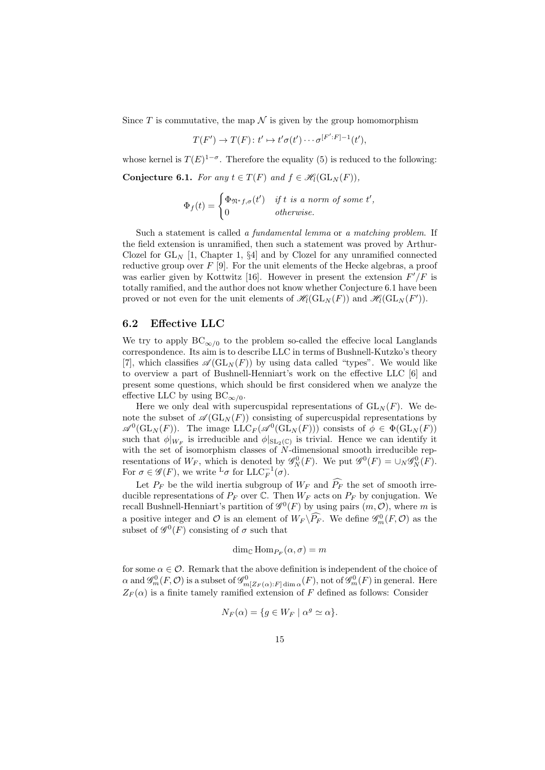Since $T$ is commutative, the map $\mathcal{N}$ is given by the group homomorphism

$$T(F') \to T(F) \colon t' \mapsto t'\sigma(t') \cdots \sigma^{[F':F]-1}(t'),$$

whose kernel is $T(E)^{1-\sigma}$. Therefore the equality (5) is reduced to the following:

**Conjecture 6.1.** *For any $t \in T(F)$ and $f \in \mathscr{H}_l(\mathrm{GL}_N(F))$,*

$$\Phi_f(t) = \begin{cases} \Phi_{\mathfrak{N}^* f,\sigma}(t') & \textit{if } t \textit{ is a norm of some } t', \\ 0 & \textit{otherwise.} \end{cases}$$

Such a statement is called *a fundamental lemma* or *a matching problem*. If the field extension is unramified, then such a statement was proved by Arthur-Clozel for $\mathrm{GL}_N$ [1, Chapter 1, §4] and by Clozel for any unramified connected reductive group over $F$ [9]. For the unit elements of the Hecke algebras, a proof was earlier given by Kottwitz [16]. However in present the extension $F'/F$ is totally ramified, and the author does not know whether Conjecture 6.1 have been proved or not even for the unit elements of $\mathscr{H}_l(\mathrm{GL}_N(F))$ and $\mathscr{H}_l(\mathrm{GL}_N(F'))$.

## 6.2 Effective LLC

We try to apply $\mathrm{BC}_{\infty/0}$ to the problem so-called the effecive local Langlands correspondence. Its aim is to describe LLC in terms of Bushnell-Kutzko's theory [7], which classifies $\mathscr{A}(\mathrm{GL}_N(F))$ by using data called "types". We would like to overview a part of Bushnell-Henniart's work on the effective LLC [6] and present some questions, which should be first considered when we analyze the effective LLC by using $\mathrm{BC}_{\infty/0}$.

Here we only deal with supercuspidal representations of $\mathrm{GL}_N(F)$. We denote the subset of $\mathscr{A}(\mathrm{GL}_N(F))$ consisting of supercuspidal representations by $\mathscr{A}^0(\mathrm{GL}_N(F))$. The image $\mathrm{LLC}_F(\mathscr{A}^0(\mathrm{GL}_N(F)))$ consists of $\phi \in \Phi(\mathrm{GL}_N(F))$ such that $\phi|_{W_F}$ is irreducible and $\phi|_{\mathrm{SL}_2(\mathbb{C})}$ is trivial. Hence we can identify it with the set of isomorphism classes of $N$-dimensional smooth irreducible representations of $W_F$, which is denoted by $\mathscr{G}^0_N(F)$. We put $\mathscr{G}^0(F) = \cup_N \mathscr{G}^0_N(F)$. For $\sigma \in \mathscr{G}(F)$, we write ${}^{\mathrm{L}}\sigma$ for $\mathrm{LLC}_F^{-1}(\sigma)$.

Let $P_F$ be the wild inertia subgroup of $W_F$ and $\widehat{P_F}$ the set of smooth irreducible representations of $P_F$ over $\mathbb{C}$. Then $W_F$ acts on $P_F$ by conjugation. We recall Bushnell-Henniart's partition of $\mathscr{G}^0(F)$ by using pairs $(m, \mathcal{O})$, where $m$ is a positive integer and $\mathcal{O}$ is an element of $W_F \backslash \widehat{P_F}$. We define $\mathscr{G}^0_m(F, \mathcal{O})$ as the subset of $\mathscr{G}^0(F)$ consisting of $\sigma$ such that

$$\dim_{\mathbb{C}} \mathrm{Hom}_{P_F}(\alpha, \sigma) = m$$

for some $\alpha \in \mathcal{O}$. Remark that the above definition is independent of the choice of $\alpha$ and $\mathscr{G}^0_m(F, \mathcal{O})$ is a subset of $\mathscr{G}^0_{m[Z_F(\alpha):F]\dim\alpha}(F)$, not of $\mathscr{G}^0_m(F)$ in general. Here $Z_F(\alpha)$ is a finite tamely ramified extension of $F$ defined as follows: Consider

$$N_F(\alpha) = \{g \in W_F \mid \alpha^g \simeq \alpha\}.$$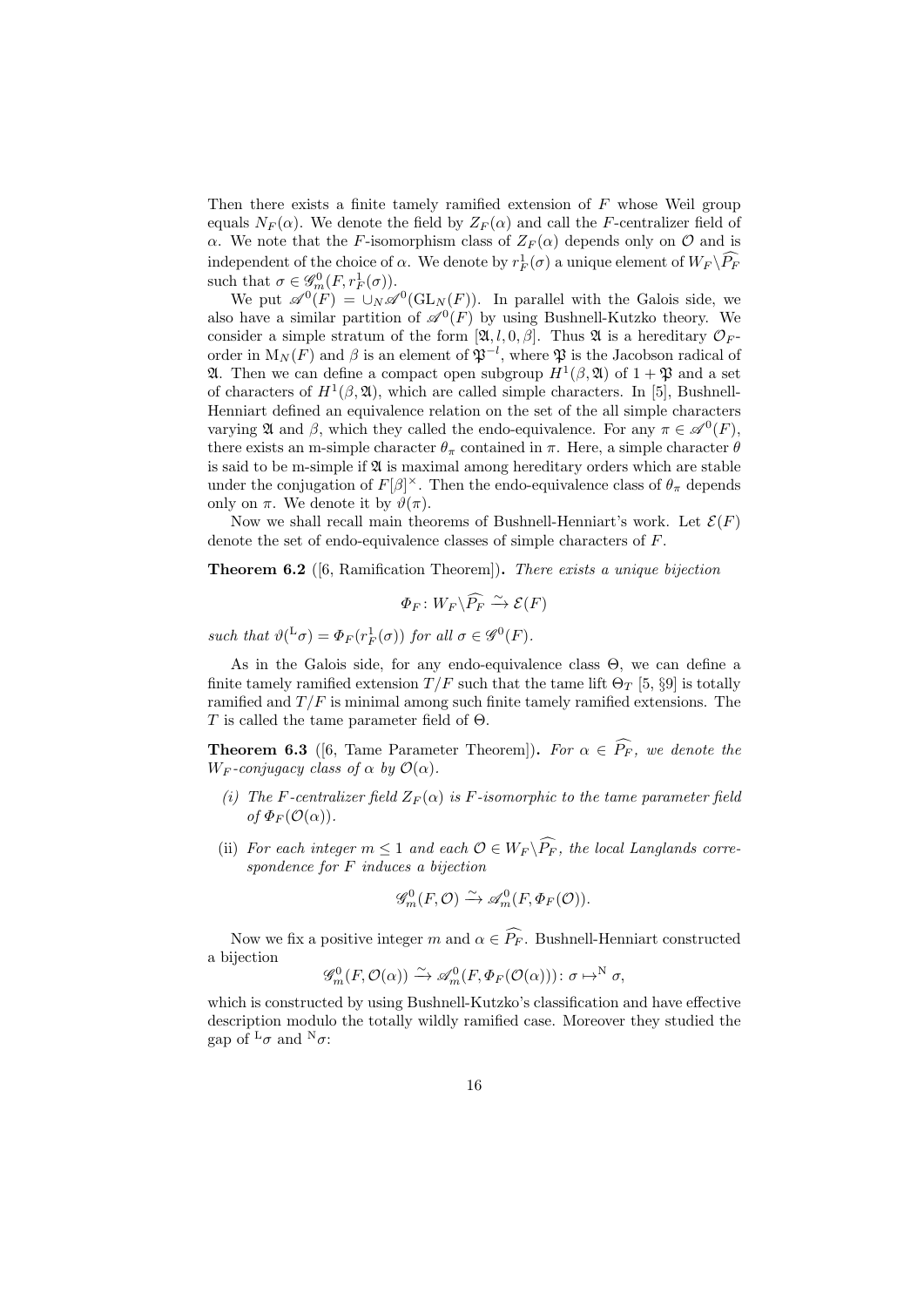Then there exists a finite tamely ramified extension of $F$ whose Weil group equals $N_F(\alpha)$. We denote the field by $Z_F(\alpha)$ and call the $F$-centralizer field of $\alpha$. We note that the $F$-isomorphism class of $Z_F(\alpha)$ depends only on $\mathcal{O}$ and is independent of the choice of $\alpha$. We denote by $r_F^1(\sigma)$ a unique element of $W_F\backslash\widehat{P_F}$ such that $\sigma \in \mathscr{G}_m^0(F, r_F^1(\sigma))$.

We put $\mathscr{A}^0(F) = \cup_N \mathscr{A}^0(\mathrm{GL}_N(F))$. In parallel with the Galois side, we also have a similar partition of $\mathscr{A}^0(F)$ by using Bushnell-Kutzko theory. We consider a simple stratum of the form $[\mathfrak{A}, l, 0, \beta]$. Thus $\mathfrak{A}$ is a hereditary $\mathcal{O}_F$-order in $\mathrm{M}_N(F)$ and $\beta$ is an element of $\mathfrak{P}^{-l}$, where $\mathfrak{P}$ is the Jacobson radical of $\mathfrak{A}$. Then we can define a compact open subgroup $H^1(\beta, \mathfrak{A})$ of $1 + \mathfrak{P}$ and a set of characters of $H^1(\beta, \mathfrak{A})$, which are called simple characters. In [5], Bushnell-Henniart defined an equivalence relation on the set of the all simple characters varying $\mathfrak{A}$ and $\beta$, which they called the endo-equivalence. For any $\pi \in \mathscr{A}^0(F)$, there exists an m-simple character $\theta_\pi$ contained in $\pi$. Here, a simple character $\theta$ is said to be m-simple if $\mathfrak{A}$ is maximal among hereditary orders which are stable under the conjugation of $F[\beta]^\times$. Then the endo-equivalence class of $\theta_\pi$ depends only on $\pi$. We denote it by $\vartheta(\pi)$.

Now we shall recall main theorems of Bushnell-Henniart's work. Let $\mathcal{E}(F)$ denote the set of endo-equivalence classes of simple characters of $F$.

**Theorem 6.2** ([6, Ramification Theorem]). *There exists a unique bijection*

$$\Phi_F \colon W_F\backslash\widehat{P_F} \xrightarrow{\sim} \mathcal{E}(F)$$

*such that* $\vartheta({}^{\mathrm{L}}\sigma) = \Phi_F(r_F^1(\sigma))$ *for all* $\sigma \in \mathscr{G}^0(F)$.

As in the Galois side, for any endo-equivalence class $\Theta$, we can define a finite tamely ramified extension $T/F$ such that the tame lift $\Theta_T$ [5, §9] is totally ramified and $T/F$ is minimal among such finite tamely ramified extensions. The $T$ is called the tame parameter field of $\Theta$.

**Theorem 6.3** ([6, Tame Parameter Theorem]). *For* $\alpha \in \widehat{P_F}$*, we denote the* $W_F$*-conjugacy class of* $\alpha$ *by* $\mathcal{O}(\alpha)$.

(i) *The* $F$*-centralizer field* $Z_F(\alpha)$ *is* $F$*-isomorphic to the tame parameter field of* $\Phi_F(\mathcal{O}(\alpha))$.

(ii) *For each integer* $m \leq 1$ *and each* $\mathcal{O} \in W_F\backslash\widehat{P_F}$*, the local Langlands correspondence for* $F$ *induces a bijection*

$$\mathscr{G}_m^0(F, \mathcal{O}) \xrightarrow{\sim} \mathscr{A}_m^0(F, \Phi_F(\mathcal{O})).$$

Now we fix a positive integer $m$ and $\alpha \in \widehat{P_F}$. Bushnell-Henniart constructed a bijection

$$\mathscr{G}_m^0(F, \mathcal{O}(\alpha)) \xrightarrow{\sim} \mathscr{A}_m^0(F, \Phi_F(\mathcal{O}(\alpha))) \colon \sigma \mapsto^{\mathrm{N}} \sigma,$$

which is constructed by using Bushnell-Kutzko's classification and have effective description modulo the totally wildly ramified case. Moreover they studied the gap of ${}^{\mathrm{L}}\sigma$ and ${}^{\mathrm{N}}\sigma$: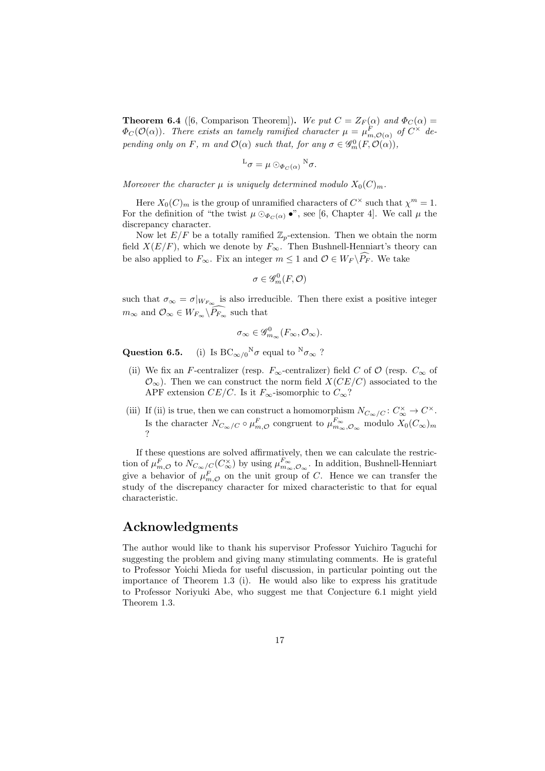**Theorem 6.4** ([6, Comparison Theorem]). *We put $C = Z_F(\alpha)$ and $\Phi_C(\alpha) = \Phi_C(\mathcal{O}(\alpha))$. There exists an tamely ramified character $\mu = \mu^F_{m,\mathcal{O}(\alpha)}$ of $C^\times$ depending only on $F$, $m$ and $\mathcal{O}(\alpha)$ such that, for any $\sigma \in \mathscr{G}^0_m(F, \mathcal{O}(\alpha))$,*

$$^{\mathrm{L}}\sigma = \mu \odot_{\Phi_C(\alpha)} {}^{\mathrm{N}}\sigma.$$

*Moreover the character $\mu$ is uniquely determined modulo $X_0(C)_m$.*

Here $X_0(C)_m$ is the group of unramified characters of $C^\times$ such that $\chi^m = 1$. For the definition of "the twist $\mu \odot_{\Phi_C(\alpha)} \bullet$", see [6, Chapter 4]. We call $\mu$ the discrepancy character.

Now let $E/F$ be a totally ramified $\mathbb{Z}_p$-extension. Then we obtain the norm field $X(E/F)$, which we denote by $F_\infty$. Then Bushnell-Henniart's theory can be also applied to $F_\infty$. Fix an integer $m \leq 1$ and $\mathcal{O} \in W_F \backslash \widehat{P_F}$. We take

$$\sigma \in \mathscr{G}^0_m(F, \mathcal{O})$$

such that $\sigma_\infty = \sigma|_{W_{F_\infty}}$ is also irreducible. Then there exist a positive integer $m_\infty$ and $\mathcal{O}_\infty \in W_{F_\infty} \backslash \widehat{P_{F_\infty}}$ such that

$$\sigma_\infty \in \mathscr{G}^0_{m_\infty}(F_\infty, \mathcal{O}_\infty).$$

**Question 6.5.** (i) Is $\mathrm{BC}_{\infty/0}{}^{\mathrm{N}}\sigma$ equal to ${}^{\mathrm{N}}\sigma_\infty$ ?

(ii) We fix an $F$-centralizer (resp. $F_\infty$-centralizer) field $C$ of $\mathcal{O}$ (resp. $C_\infty$ of $\mathcal{O}_\infty$). Then we can construct the norm field $X(CE/C)$ associated to the APF extension $CE/C$. Is it $F_\infty$-isomorphic to $C_\infty$?

(iii) If (ii) is true, then we can construct a homomorphism $N_{C_\infty/C} \colon C^\times_\infty \to C^\times$. Is the character $N_{C_\infty/C} \circ \mu^F_{m,\mathcal{O}}$ congruent to $\mu^{F_\infty}_{m_\infty,\mathcal{O}_\infty}$ modulo $X_0(C_\infty)_m$ ?

If these questions are solved affirmatively, then we can calculate the restriction of $\mu^F_{m,\mathcal{O}}$ to $N_{C_\infty/C}(C^\times_\infty)$ by using $\mu^{F_\infty}_{m_\infty,\mathcal{O}_\infty}$. In addition, Bushnell-Henniart give a behavior of $\mu^F_{m,\mathcal{O}}$ on the unit group of $C$. Hence we can transfer the study of the discrepancy character for mixed characteristic to that for equal characteristic.

## Acknowledgments

The author would like to thank his supervisor Professor Yuichiro Taguchi for suggesting the problem and giving many stimulating comments. He is grateful to Professor Yoichi Mieda for useful discussion, in particular pointing out the importance of Theorem 1.3 (i). He would also like to express his gratitude to Professor Noriyuki Abe, who suggest me that Conjecture 6.1 might yield Theorem 1.3.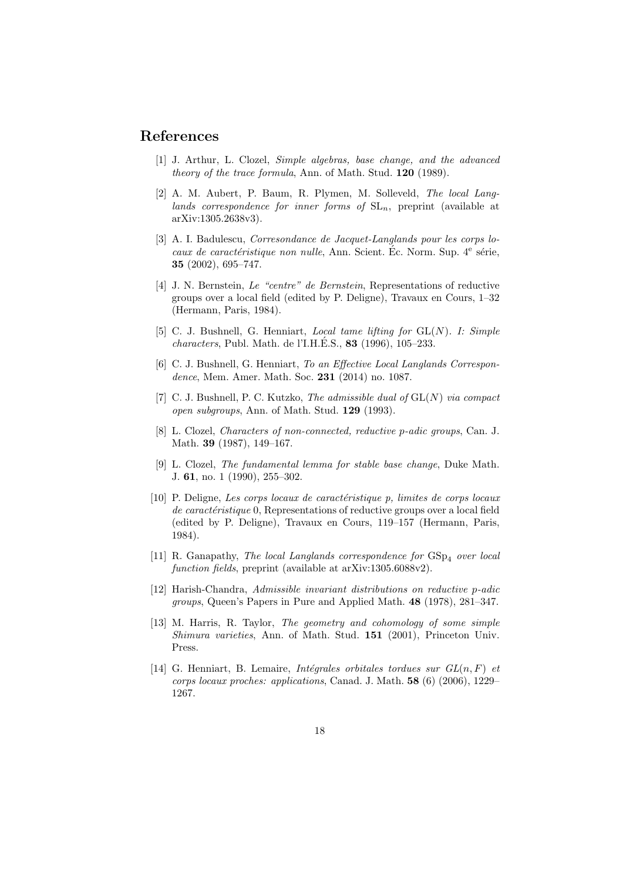## References

[1] J. Arthur, L. Clozel, *Simple algebras, base change, and the advanced theory of the trace formula*, Ann. of Math. Stud. **120** (1989).

[2] A. M. Aubert, P. Baum, R. Plymen, M. Solleveld, *The local Langlands correspondence for inner forms of* $\mathrm{SL}_n$, preprint (available at arXiv:1305.2638v3).

[3] A. I. Badulescu, *Corresondance de Jacquet-Langlands pour les corps locaux de caractéristique non nulle*, Ann. Scient. Éc. Norm. Sup. 4[e] série, **35** (2002), 695–747.

[4] J. N. Bernstein, *Le "centre" de Bernstein*, Representations of reductive groups over a local field (edited by P. Deligne), Travaux en Cours, 1–32 (Hermann, Paris, 1984).

[5] C. J. Bushnell, G. Henniart, *Local tame lifting for* $\mathrm{GL}(N)$*. I: Simple characters*, Publ. Math. de l'I.H.É.S., **83** (1996), 105–233.

[6] C. J. Bushnell, G. Henniart, *To an Effective Local Langlands Correspondence*, Mem. Amer. Math. Soc. **231** (2014) no. 1087.

[7] C. J. Bushnell, P. C. Kutzko, *The admissible dual of* $\mathrm{GL}(N)$ *via compact open subgroups*, Ann. of Math. Stud. **129** (1993).

[8] L. Clozel, *Characters of non-connected, reductive p-adic groups*, Can. J. Math. **39** (1987), 149–167.

[9] L. Clozel, *The fundamental lemma for stable base change*, Duke Math. J. **61**, no. 1 (1990), 255–302.

[10] P. Deligne, *Les corps locaux de caractéristique p, limites de corps locaux de caractéristique* 0, Representations of reductive groups over a local field (edited by P. Deligne), Travaux en Cours, 119–157 (Hermann, Paris, 1984).

[11] R. Ganapathy, *The local Langlands correspondence for* $\mathrm{GSp}_4$ *over local function fields*, preprint (available at arXiv:1305.6088v2).

[12] Harish-Chandra, *Admissible invariant distributions on reductive p-adic groups*, Queen's Papers in Pure and Applied Math. **48** (1978), 281–347.

[13] M. Harris, R. Taylor, *The geometry and cohomology of some simple Shimura varieties*, Ann. of Math. Stud. **151** (2001), Princeton Univ. Press.

[14] G. Henniart, B. Lemaire, *Intégrales orbitales tordues sur* $GL(n, F)$ *et corps locaux proches: applications*, Canad. J. Math. **58** (6) (2006), 1229–1267.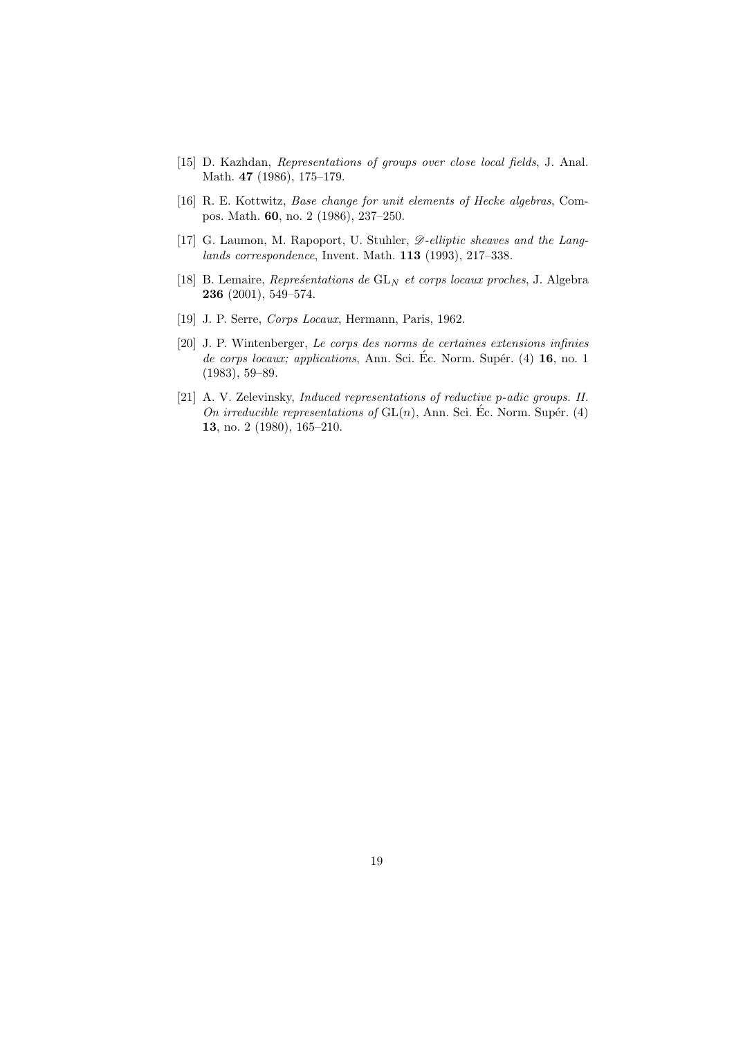- [15] D. Kazhdan, *Representations of groups over close local fields*, J. Anal. Math. **47** (1986), 175–179.
- [16] R. E. Kottwitz, *Base change for unit elements of Hecke algebras*, Compos. Math. **60**, no. 2 (1986), 237–250.
- [17] G. Laumon, M. Rapoport, U. Stuhler, *$\mathscr{D}$-elliptic sheaves and the Langlands correspondence*, Invent. Math. **113** (1993), 217–338.
- [18] B. Lemaire, *Représentations de $\mathrm{GL}_N$ et corps locaux proches*, J. Algebra **236** (2001), 549–574.
- [19] J. P. Serre, *Corps Locaux*, Hermann, Paris, 1962.
- [20] J. P. Wintenberger, *Le corps des norms de certaines extensions infinies de corps locaux; applications*, Ann. Sci. Éc. Norm. Supér. (4) **16**, no. 1 (1983), 59–89.
- [21] A. V. Zelevinsky, *Induced representations of reductive p-adic groups. II. On irreducible representations of $\mathrm{GL}(n)$*, Ann. Sci. Éc. Norm. Supér. (4) **13**, no. 2 (1980), 165–210.